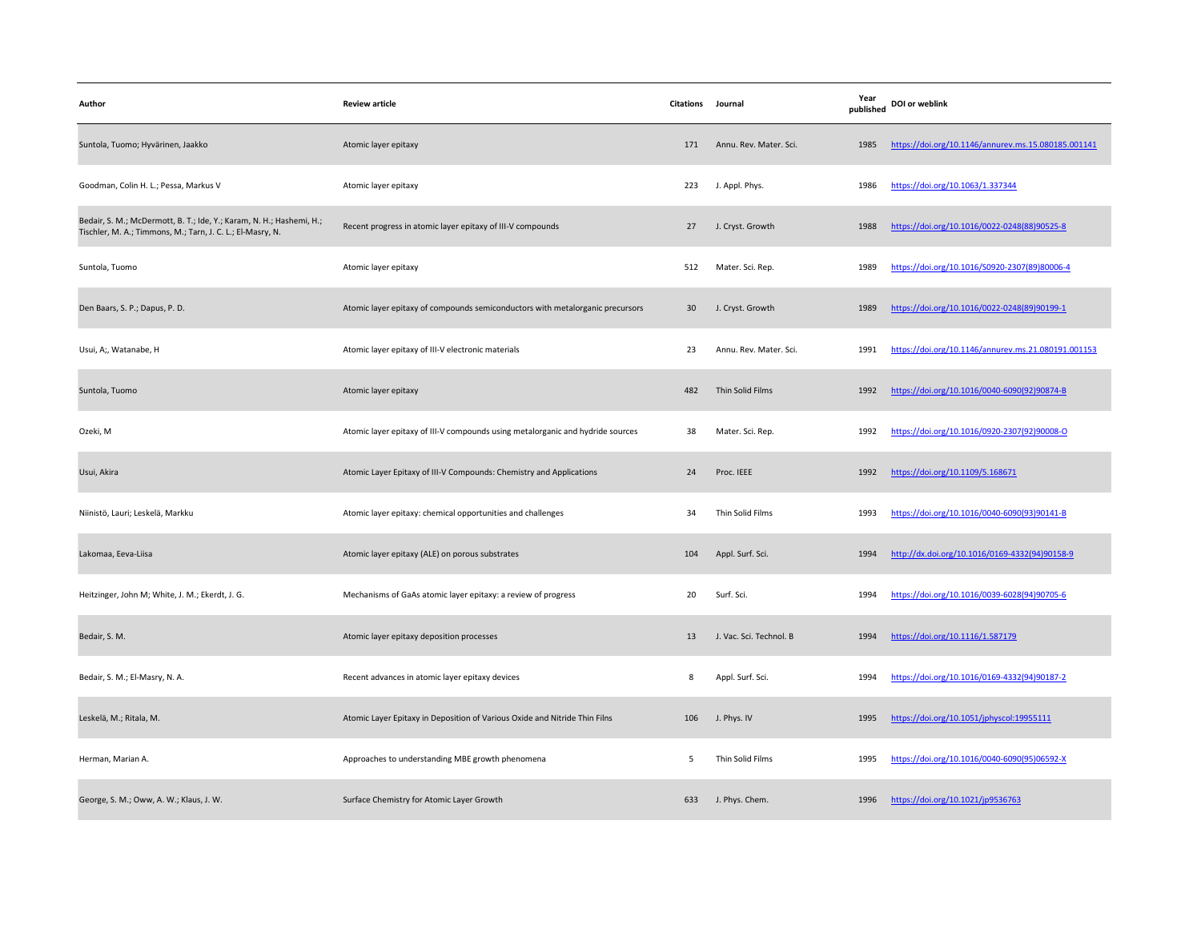| Author | Review article | Citations | Journal | Year published | DOI or weblink |
|---|---|---|---|---|---|
| Suntola, Tuomo; Hyvärinen, Jaakko | Atomic layer epitaxy | 171 | Annu. Rev. Mater. Sci. | 1985 | https://doi.org/10.1146/annurev.ms.15.080185.001141 |
| Goodman, Colin H. L.; Pessa, Markus V | Atomic layer epitaxy | 223 | J. Appl. Phys. | 1986 | https://doi.org/10.1063/1.337344 |
| Bedair, S. M.; McDermott, B. T.; Ide, Y.; Karam, N. H.; Hashemi, H.; Tischler, M. A.; Timmons, M.; Tarn, J. C. L.; El-Masry, N. | Recent progress in atomic layer epitaxy of III-V compounds | 27 | J. Cryst. Growth | 1988 | https://doi.org/10.1016/0022-0248(88)90525-8 |
| Suntola, Tuomo | Atomic layer epitaxy | 512 | Mater. Sci. Rep. | 1989 | https://doi.org/10.1016/S0920-2307(89)80006-4 |
| Den Baars, S. P.; Dapus, P. D. | Atomic layer epitaxy of compounds semiconductors with metalorganic precursors | 30 | J. Cryst. Growth | 1989 | https://doi.org/10.1016/0022-0248(89)90199-1 |
| Usui, A;, Watanabe, H | Atomic layer epitaxy of III-V electronic materials | 23 | Annu. Rev. Mater. Sci. | 1991 | https://doi.org/10.1146/annurev.ms.21.080191.001153 |
| Suntola, Tuomo | Atomic layer epitaxy | 482 | Thin Solid Films | 1992 | https://doi.org/10.1016/0040-6090(92)90874-B |
| Ozeki, M | Atomic layer epitaxy of III-V compounds using metalorganic and hydride sources | 38 | Mater. Sci. Rep. | 1992 | https://doi.org/10.1016/0920-2307(92)90008-O |
| Usui, Akira | Atomic Layer Epitaxy of III-V Compounds: Chemistry and Applications | 24 | Proc. IEEE | 1992 | https://doi.org/10.1109/5.168671 |
| Niinistö, Lauri; Leskelä, Markku | Atomic layer epitaxy: chemical opportunities and challenges | 34 | Thin Solid Films | 1993 | https://doi.org/10.1016/0040-6090(93)90141-B |
| Lakomaa, Eeva-Liisa | Atomic layer epitaxy (ALE) on porous substrates | 104 | Appl. Surf. Sci. | 1994 | http://dx.doi.org/10.1016/0169-4332(94)90158-9 |
| Heitzinger, John M; White, J. M.; Ekerdt, J. G. | Mechanisms of GaAs atomic layer epitaxy: a review of progress | 20 | Surf. Sci. | 1994 | https://doi.org/10.1016/0039-6028(94)90705-6 |
| Bedair, S. M. | Atomic layer epitaxy deposition processes | 13 | J. Vac. Sci. Technol. B | 1994 | https://doi.org/10.1116/1.587179 |
| Bedair, S. M.; El-Masry, N. A. | Recent advances in atomic layer epitaxy devices | 8 | Appl. Surf. Sci. | 1994 | https://doi.org/10.1016/0169-4332(94)90187-2 |
| Leskelä, M.; Ritala, M. | Atomic Layer Epitaxy in Deposition of Various Oxide and Nitride Thin Filns | 106 | J. Phys. IV | 1995 | https://doi.org/10.1051/jphyscol:19955111 |
| Herman, Marian A. | Approaches to understanding MBE growth phenomena | 5 | Thin Solid Films | 1995 | https://doi.org/10.1016/0040-6090(95)06592-X |
| George, S. M.; Oww, A. W.; Klaus, J. W. | Surface Chemistry for Atomic Layer Growth | 633 | J. Phys. Chem. | 1996 | https://doi.org/10.1021/jp9536763 |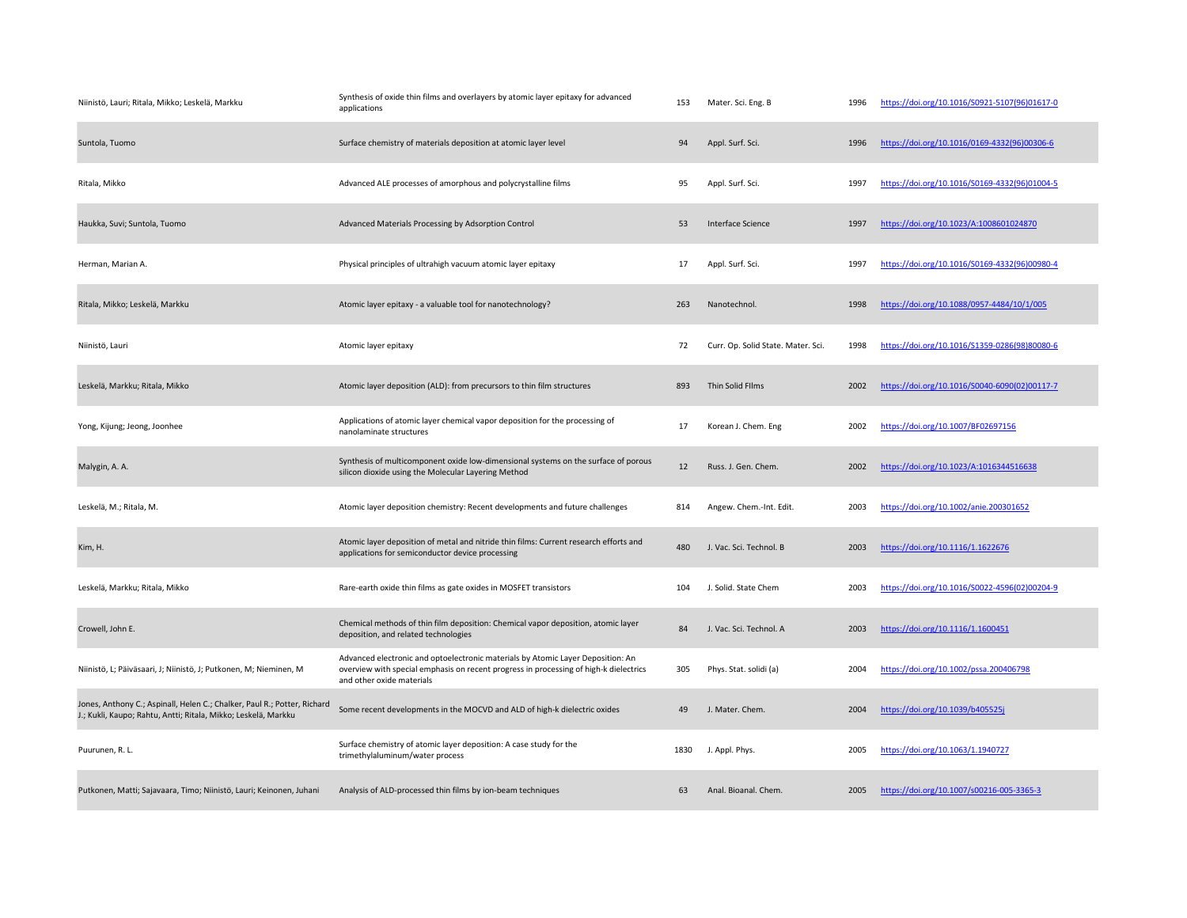| | | | | | |
|---|---|---|---|---|---|
| Niinistö, Lauri; Ritala, Mikko; Leskelä, Markku | Synthesis of oxide thin films and overlayers by atomic layer epitaxy for advanced applications | 153 | Mater. Sci. Eng. B | 1996 | https://doi.org/10.1016/S0921-5107(96)01617-0 |
| Suntola, Tuomo | Surface chemistry of materials deposition at atomic layer level | 94 | Appl. Surf. Sci. | 1996 | https://doi.org/10.1016/0169-4332(96)00306-6 |
| Ritala, Mikko | Advanced ALE processes of amorphous and polycrystalline films | 95 | Appl. Surf. Sci. | 1997 | https://doi.org/10.1016/S0169-4332(96)01004-5 |
| Haukka, Suvi; Suntola, Tuomo | Advanced Materials Processing by Adsorption Control | 53 | Interface Science | 1997 | https://doi.org/10.1023/A:1008601024870 |
| Herman, Marian A. | Physical principles of ultrahigh vacuum atomic layer epitaxy | 17 | Appl. Surf. Sci. | 1997 | https://doi.org/10.1016/S0169-4332(96)00980-4 |
| Ritala, Mikko; Leskelä, Markku | Atomic layer epitaxy - a valuable tool for nanotechnology? | 263 | Nanotechnol. | 1998 | https://doi.org/10.1088/0957-4484/10/1/005 |
| Niinistö, Lauri | Atomic layer epitaxy | 72 | Curr. Op. Solid State. Mater. Sci. | 1998 | https://doi.org/10.1016/S1359-0286(98)80080-6 |
| Leskelä, Markku; Ritala, Mikko | Atomic layer deposition (ALD): from precursors to thin film structures | 893 | Thin Solid FIlms | 2002 | https://doi.org/10.1016/S0040-6090(02)00117-7 |
| Yong, Kijung; Jeong, Joonhee | Applications of atomic layer chemical vapor deposition for the processing of nanolaminate structures | 17 | Korean J. Chem. Eng | 2002 | https://doi.org/10.1007/BF02697156 |
| Malygin, A. A. | Synthesis of multicomponent oxide low-dimensional systems on the surface of porous silicon dioxide using the Molecular Layering Method | 12 | Russ. J. Gen. Chem. | 2002 | https://doi.org/10.1023/A:1016344516638 |
| Leskelä, M.; Ritala, M. | Atomic layer deposition chemistry: Recent developments and future challenges | 814 | Angew. Chem.-Int. Edit. | 2003 | https://doi.org/10.1002/anie.200301652 |
| Kim, H. | Atomic layer deposition of metal and nitride thin films: Current research efforts and applications for semiconductor device processing | 480 | J. Vac. Sci. Technol. B | 2003 | https://doi.org/10.1116/1.1622676 |
| Leskelä, Markku; Ritala, Mikko | Rare-earth oxide thin films as gate oxides in MOSFET transistors | 104 | J. Solid. State Chem | 2003 | https://doi.org/10.1016/S0022-4596(02)00204-9 |
| Crowell, John E. | Chemical methods of thin film deposition: Chemical vapor deposition, atomic layer deposition, and related technologies | 84 | J. Vac. Sci. Technol. A | 2003 | https://doi.org/10.1116/1.1600451 |
| Niinistö, L; Päiväsaari, J; Niinistö, J; Putkonen, M; Nieminen, M | Advanced electronic and optoelectronic materials by Atomic Layer Deposition: An overview with special emphasis on recent progress in processing of high-k dielectrics and other oxide materials | 305 | Phys. Stat. solidi (a) | 2004 | https://doi.org/10.1002/pssa.200406798 |
| Jones, Anthony C.; Aspinall, Helen C.; Chalker, Paul R.; Potter, Richard J.; Kukli, Kaupo; Rahtu, Antti; Ritala, Mikko; Leskelä, Markku | Some recent developments in the MOCVD and ALD of high-k dielectric oxides | 49 | J. Mater. Chem. | 2004 | https://doi.org/10.1039/b405525j |
| Puurunen, R. L. | Surface chemistry of atomic layer deposition: A case study for the trimethylaluminum/water process | 1830 | J. Appl. Phys. | 2005 | https://doi.org/10.1063/1.1940727 |
| Putkonen, Matti; Sajavaara, Timo; Niinistö, Lauri; Keinonen, Juhani | Analysis of ALD-processed thin films by ion-beam techniques | 63 | Anal. Bioanal. Chem. | 2005 | https://doi.org/10.1007/s00216-005-3365-3 |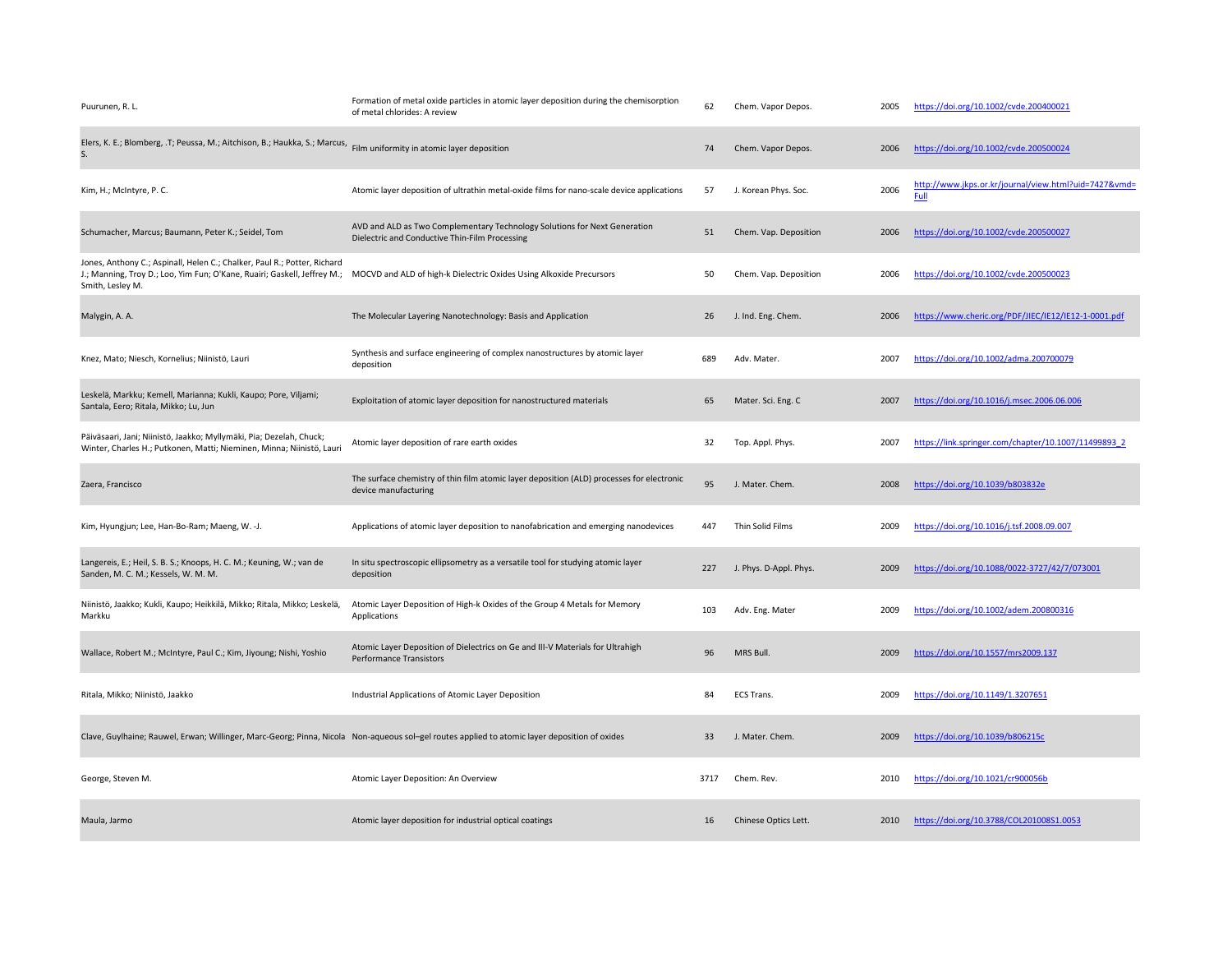| | | | | | |
|---|---|---|---|---|---|
| Puurunen, R. L. | Formation of metal oxide particles in atomic layer deposition during the chemisorption of metal chlorides: A review | 62 | Chem. Vapor Depos. | 2005 | https://doi.org/10.1002/cvde.200400021 |
| Elers, K. E.; Blomberg, .T; Peussa, M.; Aitchison, B.; Haukka, S.; Marcus, S. | Film uniformity in atomic layer deposition | 74 | Chem. Vapor Depos. | 2006 | https://doi.org/10.1002/cvde.200500024 |
| Kim, H.; McIntyre, P. C. | Atomic layer deposition of ultrathin metal-oxide films for nano-scale device applications | 57 | J. Korean Phys. Soc. | 2006 | http://www.jkps.or.kr/journal/view.html?uid=7427&vmd=Full |
| Schumacher, Marcus; Baumann, Peter K.; Seidel, Tom | AVD and ALD as Two Complementary Technology Solutions for Next Generation Dielectric and Conductive Thin-Film Processing | 51 | Chem. Vap. Deposition | 2006 | https://doi.org/10.1002/cvde.200500027 |
| Jones, Anthony C.; Aspinall, Helen C.; Chalker, Paul R.; Potter, Richard J.; Manning, Troy D.; Loo, Yim Fun; O'Kane, Ruairi; Gaskell, Jeffrey M.; Smith, Lesley M. | MOCVD and ALD of high-k Dielectric Oxides Using Alkoxide Precursors | 50 | Chem. Vap. Deposition | 2006 | https://doi.org/10.1002/cvde.200500023 |
| Malygin, A. A. | The Molecular Layering Nanotechnology: Basis and Application | 26 | J. Ind. Eng. Chem. | 2006 | https://www.cheric.org/PDF/JIEC/IE12/IE12-1-0001.pdf |
| Knez, Mato; Niesch, Kornelius; Niinistö, Lauri | Synthesis and surface engineering of complex nanostructures by atomic layer deposition | 689 | Adv. Mater. | 2007 | https://doi.org/10.1002/adma.200700079 |
| Leskelä, Markku; Kemell, Marianna; Kukli, Kaupo; Pore, Viljami; Santala, Eero; Ritala, Mikko; Lu, Jun | Exploitation of atomic layer deposition for nanostructured materials | 65 | Mater. Sci. Eng. C | 2007 | https://doi.org/10.1016/j.msec.2006.06.006 |
| Päiväsaari, Jani; Niinistö, Jaakko; Myllymäki, Pia; Dezelah, Chuck; Winter, Charles H.; Putkonen, Matti; Nieminen, Minna; Niinistö, Lauri | Atomic layer deposition of rare earth oxides | 32 | Top. Appl. Phys. | 2007 | https://link.springer.com/chapter/10.1007/11499893_2 |
| Zaera, Francisco | The surface chemistry of thin film atomic layer deposition (ALD) processes for electronic device manufacturing | 95 | J. Mater. Chem. | 2008 | https://doi.org/10.1039/b803832e |
| Kim, Hyungjun; Lee, Han-Bo-Ram; Maeng, W. -J. | Applications of atomic layer deposition to nanofabrication and emerging nanodevices | 447 | Thin Solid Films | 2009 | https://doi.org/10.1016/j.tsf.2008.09.007 |
| Langereis, E.; Heil, S. B. S.; Knoops, H. C. M.; Keuning, W.; van de Sanden, M. C. M.; Kessels, W. M. M. | In situ spectroscopic ellipsometry as a versatile tool for studying atomic layer deposition | 227 | J. Phys. D-Appl. Phys. | 2009 | https://doi.org/10.1088/0022-3727/42/7/073001 |
| Niinistö, Jaakko; Kukli, Kaupo; Heikkilä, Mikko; Ritala, Mikko; Leskelä, Markku | Atomic Layer Deposition of High-k Oxides of the Group 4 Metals for Memory Applications | 103 | Adv. Eng. Mater | 2009 | https://doi.org/10.1002/adem.200800316 |
| Wallace, Robert M.; McIntyre, Paul C.; Kim, Jiyoung; Nishi, Yoshio | Atomic Layer Deposition of Dielectrics on Ge and III-V Materials for Ultrahigh Performance Transistors | 96 | MRS Bull. | 2009 | https://doi.org/10.1557/mrs2009.137 |
| Ritala, Mikko; Niinistö, Jaakko | Industrial Applications of Atomic Layer Deposition | 84 | ECS Trans. | 2009 | https://doi.org/10.1149/1.3207651 |
| Clave, Guylhaine; Rauwel, Erwan; Willinger, Marc-Georg; Pinna, Nicola | Non-aqueous sol–gel routes applied to atomic layer deposition of oxides | 33 | J. Mater. Chem. | 2009 | https://doi.org/10.1039/b806215c |
| George, Steven M. | Atomic Layer Deposition: An Overview | 3717 | Chem. Rev. | 2010 | https://doi.org/10.1021/cr900056b |
| Maula, Jarmo | Atomic layer deposition for industrial optical coatings | 16 | Chinese Optics Lett. | 2010 | https://doi.org/10.3788/COL201008S1.0053 |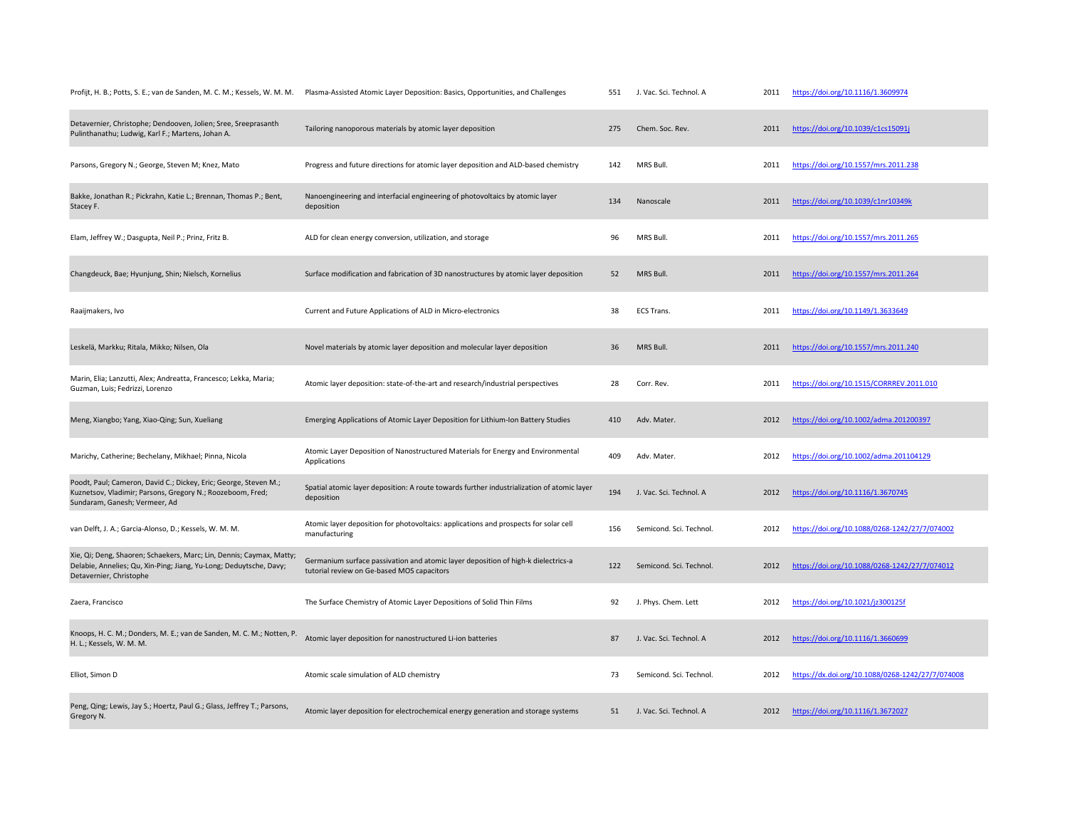| | | | | | |
|---|---|---|---|---|---|
| Profijt, H. B.; Potts, S. E.; van de Sanden, M. C. M.; Kessels, W. M. M. | Plasma-Assisted Atomic Layer Deposition: Basics, Opportunities, and Challenges | 551 | J. Vac. Sci. Technol. A | 2011 | https://doi.org/10.1116/1.3609974 |
| Detavernier, Christophe; Dendooven, Jolien; Sree, Sreeprasanth Pulinthanathu; Ludwig, Karl F.; Martens, Johan A. | Tailoring nanoporous materials by atomic layer deposition | 275 | Chem. Soc. Rev. | 2011 | https://doi.org/10.1039/c1cs15091j |
| Parsons, Gregory N.; George, Steven M; Knez, Mato | Progress and future directions for atomic layer deposition and ALD-based chemistry | 142 | MRS Bull. | 2011 | https://doi.org/10.1557/mrs.2011.238 |
| Bakke, Jonathan R.; Pickrahn, Katie L.; Brennan, Thomas P.; Bent, Stacey F. | Nanoengineering and interfacial engineering of photovoltaics by atomic layer deposition | 134 | Nanoscale | 2011 | https://doi.org/10.1039/c1nr10349k |
| Elam, Jeffrey W.; Dasgupta, Neil P.; Prinz, Fritz B. | ALD for clean energy conversion, utilization, and storage | 96 | MRS Bull. | 2011 | https://doi.org/10.1557/mrs.2011.265 |
| Changdeuck, Bae; Hyunjung, Shin; Nielsch, Kornelius | Surface modification and fabrication of 3D nanostructures by atomic layer deposition | 52 | MRS Bull. | 2011 | https://doi.org/10.1557/mrs.2011.264 |
| Raaijmakers, Ivo | Current and Future Applications of ALD in Micro-electronics | 38 | ECS Trans. | 2011 | https://doi.org/10.1149/1.3633649 |
| Leskelä, Markku; Ritala, Mikko; Nilsen, Ola | Novel materials by atomic layer deposition and molecular layer deposition | 36 | MRS Bull. | 2011 | https://doi.org/10.1557/mrs.2011.240 |
| Marin, Elia; Lanzutti, Alex; Andreatta, Francesco; Lekka, Maria; Guzman, Luis; Fedrizzi, Lorenzo | Atomic layer deposition: state-of-the-art and research/industrial perspectives | 28 | Corr. Rev. | 2011 | https://doi.org/10.1515/CORRREV.2011.010 |
| Meng, Xiangbo; Yang, Xiao-Qing; Sun, Xueliang | Emerging Applications of Atomic Layer Deposition for Lithium-Ion Battery Studies | 410 | Adv. Mater. | 2012 | https://doi.org/10.1002/adma.201200397 |
| Marichy, Catherine; Bechelany, Mikhael; Pinna, Nicola | Atomic Layer Deposition of Nanostructured Materials for Energy and Environmental Applications | 409 | Adv. Mater. | 2012 | https://doi.org/10.1002/adma.201104129 |
| Poodt, Paul; Cameron, David C.; Dickey, Eric; George, Steven M.; Kuznetsov, Vladimir; Parsons, Gregory N.; Roozeboom, Fred; Sundaram, Ganesh; Vermeer, Ad | Spatial atomic layer deposition: A route towards further industrialization of atomic layer deposition | 194 | J. Vac. Sci. Technol. A | 2012 | https://doi.org/10.1116/1.3670745 |
| van Delft, J. A.; Garcia-Alonso, D.; Kessels, W. M. M. | Atomic layer deposition for photovoltaics: applications and prospects for solar cell manufacturing | 156 | Semicond. Sci. Technol. | 2012 | https://doi.org/10.1088/0268-1242/27/7/074002 |
| Xie, Qi; Deng, Shaoren; Schaekers, Marc; Lin, Dennis; Caymax, Matty; Delabie, Annelies; Qu, Xin-Ping; Jiang, Yu-Long; Deduytsche, Davy; Detavernier, Christophe | Germanium surface passivation and atomic layer deposition of high-k dielectrics-a tutorial review on Ge-based MOS capacitors | 122 | Semicond. Sci. Technol. | 2012 | https://doi.org/10.1088/0268-1242/27/7/074012 |
| Zaera, Francisco | The Surface Chemistry of Atomic Layer Depositions of Solid Thin Films | 92 | J. Phys. Chem. Lett | 2012 | https://doi.org/10.1021/jz300125f |
| Knoops, H. C. M.; Donders, M. E.; van de Sanden, M. C. M.; Notten, P. H. L.; Kessels, W. M. M. | Atomic layer deposition for nanostructured Li-ion batteries | 87 | J. Vac. Sci. Technol. A | 2012 | https://doi.org/10.1116/1.3660699 |
| Elliot, Simon D | Atomic scale simulation of ALD chemistry | 73 | Semicond. Sci. Technol. | 2012 | https://dx.doi.org/10.1088/0268-1242/27/7/074008 |
| Peng, Qing; Lewis, Jay S.; Hoertz, Paul G.; Glass, Jeffrey T.; Parsons, Gregory N. | Atomic layer deposition for electrochemical energy generation and storage systems | 51 | J. Vac. Sci. Technol. A | 2012 | https://doi.org/10.1116/1.3672027 |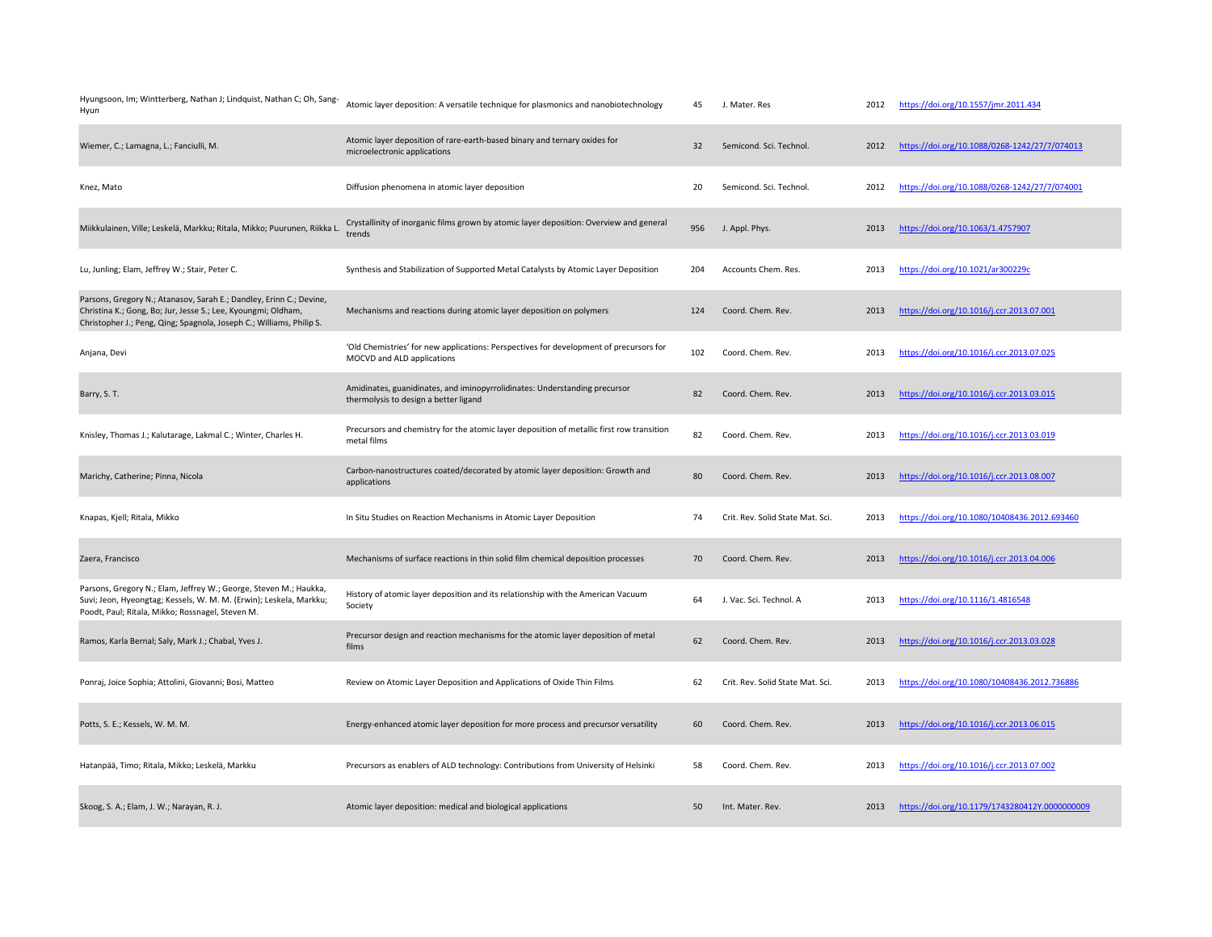| | | | | | |
|---|---|---|---|---|---|
| Hyungsoon, Im; Wintterberg, Nathan J; Lindquist, Nathan C; Oh, Sang-Hyun | Atomic layer deposition: A versatile technique for plasmonics and nanobiotechnology | 45 | J. Mater. Res | 2012 | https://doi.org/10.1557/jmr.2011.434 |
| Wiemer, C.; Lamagna, L.; Fanciulli, M. | Atomic layer deposition of rare-earth-based binary and ternary oxides for microelectronic applications | 32 | Semicond. Sci. Technol. | 2012 | https://doi.org/10.1088/0268-1242/27/7/074013 |
| Knez, Mato | Diffusion phenomena in atomic layer deposition | 20 | Semicond. Sci. Technol. | 2012 | https://doi.org/10.1088/0268-1242/27/7/074001 |
| Miikkulainen, Ville; Leskelä, Markku; Ritala, Mikko; Puurunen, Riikka L. | Crystallinity of inorganic films grown by atomic layer deposition: Overview and general trends | 956 | J. Appl. Phys. | 2013 | https://doi.org/10.1063/1.4757907 |
| Lu, Junling; Elam, Jeffrey W.; Stair, Peter C. | Synthesis and Stabilization of Supported Metal Catalysts by Atomic Layer Deposition | 204 | Accounts Chem. Res. | 2013 | https://doi.org/10.1021/ar300229c |
| Parsons, Gregory N.; Atanasov, Sarah E.; Dandley, Erinn C.; Devine, Christina K.; Gong, Bo; Jur, Jesse S.; Lee, Kyoungmi; Oldham, Christopher J.; Peng, Qing; Spagnola, Joseph C.; Williams, Philip S. | Mechanisms and reactions during atomic layer deposition on polymers | 124 | Coord. Chem. Rev. | 2013 | https://doi.org/10.1016/j.ccr.2013.07.001 |
| Anjana, Devi | 'Old Chemistries' for new applications: Perspectives for development of precursors for MOCVD and ALD applications | 102 | Coord. Chem. Rev. | 2013 | https://doi.org/10.1016/j.ccr.2013.07.025 |
| Barry, S. T. | Amidinates, guanidinates, and iminopyrrolidinates: Understanding precursor thermolysis to design a better ligand | 82 | Coord. Chem. Rev. | 2013 | https://doi.org/10.1016/j.ccr.2013.03.015 |
| Knisley, Thomas J.; Kalutarage, Lakmal C.; Winter, Charles H. | Precursors and chemistry for the atomic layer deposition of metallic first row transition metal films | 82 | Coord. Chem. Rev. | 2013 | https://doi.org/10.1016/j.ccr.2013.03.019 |
| Marichy, Catherine; Pinna, Nicola | Carbon-nanostructures coated/decorated by atomic layer deposition: Growth and applications | 80 | Coord. Chem. Rev. | 2013 | https://doi.org/10.1016/j.ccr.2013.08.007 |
| Knapas, Kjell; Ritala, Mikko | In Situ Studies on Reaction Mechanisms in Atomic Layer Deposition | 74 | Crit. Rev. Solid State Mat. Sci. | 2013 | https://doi.org/10.1080/10408436.2012.693460 |
| Zaera, Francisco | Mechanisms of surface reactions in thin solid film chemical deposition processes | 70 | Coord. Chem. Rev. | 2013 | https://doi.org/10.1016/j.ccr.2013.04.006 |
| Parsons, Gregory N.; Elam, Jeffrey W.; George, Steven M.; Haukka, Suvi; Jeon, Hyeongtag; Kessels, W. M. M. (Erwin); Leskela, Markku; Poodt, Paul; Ritala, Mikko; Rossnagel, Steven M. | History of atomic layer deposition and its relationship with the American Vacuum Society | 64 | J. Vac. Sci. Technol. A | 2013 | https://doi.org/10.1116/1.4816548 |
| Ramos, Karla Bernal; Saly, Mark J.; Chabal, Yves J. | Precursor design and reaction mechanisms for the atomic layer deposition of metal films | 62 | Coord. Chem. Rev. | 2013 | https://doi.org/10.1016/j.ccr.2013.03.028 |
| Ponraj, Joice Sophia; Attolini, Giovanni; Bosi, Matteo | Review on Atomic Layer Deposition and Applications of Oxide Thin Films | 62 | Crit. Rev. Solid State Mat. Sci. | 2013 | https://doi.org/10.1080/10408436.2012.736886 |
| Potts, S. E.; Kessels, W. M. M. | Energy-enhanced atomic layer deposition for more process and precursor versatility | 60 | Coord. Chem. Rev. | 2013 | https://doi.org/10.1016/j.ccr.2013.06.015 |
| Hatanpää, Timo; Ritala, Mikko; Leskelä, Markku | Precursors as enablers of ALD technology: Contributions from University of Helsinki | 58 | Coord. Chem. Rev. | 2013 | https://doi.org/10.1016/j.ccr.2013.07.002 |
| Skoog, S. A.; Elam, J. W.; Narayan, R. J. | Atomic layer deposition: medical and biological applications | 50 | Int. Mater. Rev. | 2013 | https://doi.org/10.1179/1743280412Y.0000000009 |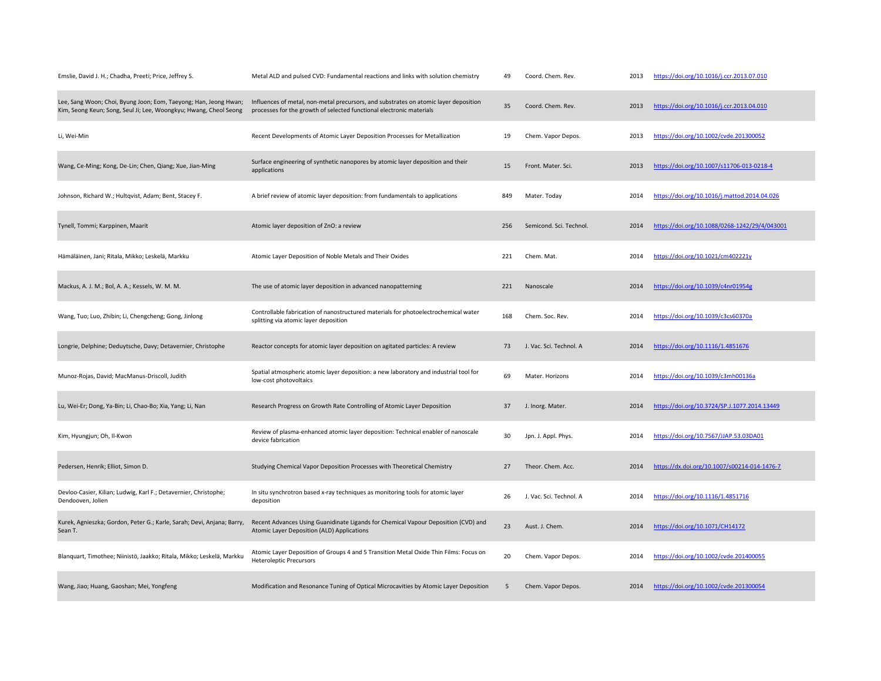| | | | | | |
|---|---|---|---|---|---|
| Emslie, David J. H.; Chadha, Preeti; Price, Jeffrey S. | Metal ALD and pulsed CVD: Fundamental reactions and links with solution chemistry | 49 | Coord. Chem. Rev. | 2013 | https://doi.org/10.1016/j.ccr.2013.07.010 |
| Lee, Sang Woon; Choi, Byung Joon; Eom, Taeyong; Han, Jeong Hwan; Kim, Seong Keun; Song, Seul Ji; Lee, Woongkyu; Hwang, Cheol Seong | Influences of metal, non-metal precursors, and substrates on atomic layer deposition processes for the growth of selected functional electronic materials | 35 | Coord. Chem. Rev. | 2013 | https://doi.org/10.1016/j.ccr.2013.04.010 |
| Li, Wei-Min | Recent Developments of Atomic Layer Deposition Processes for Metallization | 19 | Chem. Vapor Depos. | 2013 | https://doi.org/10.1002/cvde.201300052 |
| Wang, Ce-Ming; Kong, De-Lin; Chen, Qiang; Xue, Jian-Ming | Surface engineering of synthetic nanopores by atomic layer deposition and their applications | 15 | Front. Mater. Sci. | 2013 | https://doi.org/10.1007/s11706-013-0218-4 |
| Johnson, Richard W.; Hultqvist, Adam; Bent, Stacey F. | A brief review of atomic layer deposition: from fundamentals to applications | 849 | Mater. Today | 2014 | https://doi.org/10.1016/j.mattod.2014.04.026 |
| Tynell, Tommi; Karppinen, Maarit | Atomic layer deposition of ZnO: a review | 256 | Semicond. Sci. Technol. | 2014 | https://doi.org/10.1088/0268-1242/29/4/043001 |
| Hämäläinen, Jani; Ritala, Mikko; Leskelä, Markku | Atomic Layer Deposition of Noble Metals and Their Oxides | 221 | Chem. Mat. | 2014 | https://doi.org/10.1021/cm402221y |
| Mackus, A. J. M.; Bol, A. A.; Kessels, W. M. M. | The use of atomic layer deposition in advanced nanopatterning | 221 | Nanoscale | 2014 | https://doi.org/10.1039/c4nr01954g |
| Wang, Tuo; Luo, Zhibin; Li, Chengcheng; Gong, Jinlong | Controllable fabrication of nanostructured materials for photoelectrochemical water splitting via atomic layer deposition | 168 | Chem. Soc. Rev. | 2014 | https://doi.org/10.1039/c3cs60370a |
| Longrie, Delphine; Deduytsche, Davy; Detavernier, Christophe | Reactor concepts for atomic layer deposition on agitated particles: A review | 73 | J. Vac. Sci. Technol. A | 2014 | https://doi.org/10.1116/1.4851676 |
| Munoz-Rojas, David; MacManus-Driscoll, Judith | Spatial atmospheric atomic layer deposition: a new laboratory and industrial tool for low-cost photovoltaics | 69 | Mater. Horizons | 2014 | https://doi.org/10.1039/c3mh00136a |
| Lu, Wei-Er; Dong, Ya-Bin; Li, Chao-Bo; Xia, Yang; Li, Nan | Research Progress on Growth Rate Controlling of Atomic Layer Deposition | 37 | J. Inorg. Mater. | 2014 | https://doi.org/10.3724/SP.J.1077.2014.13449 |
| Kim, Hyungjun; Oh, Il-Kwon | Review of plasma-enhanced atomic layer deposition: Technical enabler of nanoscale device fabrication | 30 | Jpn. J. Appl. Phys. | 2014 | https://doi.org/10.7567/JJAP.53.03DA01 |
| Pedersen, Henrik; Elliot, Simon D. | Studying Chemical Vapor Deposition Processes with Theoretical Chemistry | 27 | Theor. Chem. Acc. | 2014 | https://dx.doi.org/10.1007/s00214-014-1476-7 |
| Devloo-Casier, Kilian; Ludwig, Karl F.; Detavernier, Christophe; Dendooven, Jolien | In situ synchrotron based x-ray techniques as monitoring tools for atomic layer deposition | 26 | J. Vac. Sci. Technol. A | 2014 | https://doi.org/10.1116/1.4851716 |
| Kurek, Agnieszka; Gordon, Peter G.; Karle, Sarah; Devi, Anjana; Barry, Sean T. | Recent Advances Using Guanidinate Ligands for Chemical Vapour Deposition (CVD) and Atomic Layer Deposition (ALD) Applications | 23 | Aust. J. Chem. | 2014 | https://doi.org/10.1071/CH14172 |
| Blanquart, Timothee; Niinistö, Jaakko; Ritala, Mikko; Leskelä, Markku | Atomic Layer Deposition of Groups 4 and 5 Transition Metal Oxide Thin Films: Focus on Heteroleptic Precursors | 20 | Chem. Vapor Depos. | 2014 | https://doi.org/10.1002/cvde.201400055 |
| Wang, Jiao; Huang, Gaoshan; Mei, Yongfeng | Modification and Resonance Tuning of Optical Microcavities by Atomic Layer Deposition | 5 | Chem. Vapor Depos. | 2014 | https://doi.org/10.1002/cvde.201300054 |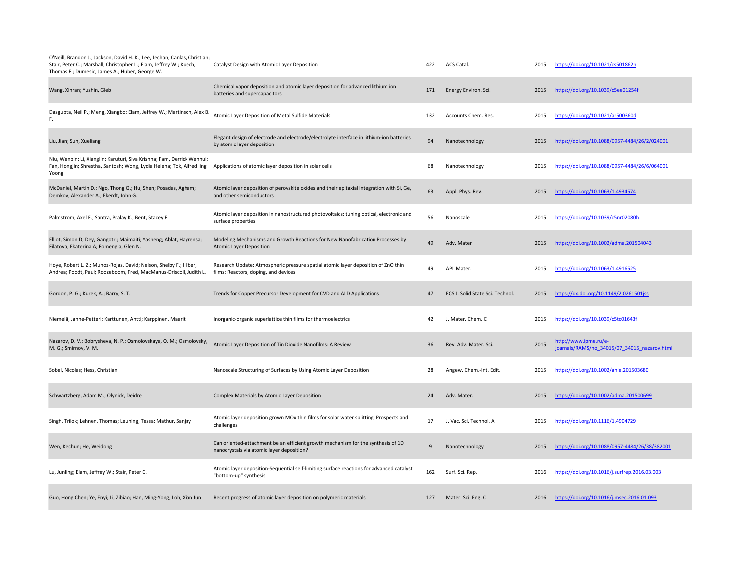| | | | | | |
|---|---|---|---|---|---|
| O'Neill, Brandon J.; Jackson, David H. K.; Lee, Jechan; Canlas, Christian; Stair, Peter C.; Marshall, Christopher L.; Elam, Jeffrey W.; Kuech, Thomas F.; Dumesic, James A.; Huber, George W. | Catalyst Design with Atomic Layer Deposition | 422 | ACS Catal. | 2015 | https://doi.org/10.1021/cs501862h |
| Wang, Xinran; Yushin, Gleb | Chemical vapor deposition and atomic layer deposition for advanced lithium ion batteries and supercapacitors | 171 | Energy Environ. Sci. | 2015 | https://doi.org/10.1039/c5ee01254f |
| Dasgupta, Neil P.; Meng, Xiangbo; Elam, Jeffrey W.; Martinson, Alex B. F. | Atomic Layer Deposition of Metal Sulfide Materials | 132 | Accounts Chem. Res. | 2015 | https://doi.org/10.1021/ar500360d |
| Liu, Jian; Sun, Xueliang | Elegant design of electrode and electrode/electrolyte interface in lithium-ion batteries by atomic layer deposition | 94 | Nanotechnology | 2015 | https://doi.org/10.1088/0957-4484/26/2/024001 |
| Niu, Wenbin; Li, Xianglin; Karuturi, Siva Krishna; Fam, Derrick Wenhui; Fan, Hongjin; Shrestha, Santosh; Wong, Lydia Helena; Tok, Alfred ling Yoong | Applications of atomic layer deposition in solar cells | 68 | Nanotechnology | 2015 | https://doi.org/10.1088/0957-4484/26/6/064001 |
| McDaniel, Martin D.; Ngo, Thong Q.; Hu, Shen; Posadas, Agham; Demkov, Alexander A.; Ekerdt, John G. | Atomic layer deposition of perovskite oxides and their epitaxial integration with Si, Ge, and other semiconductors | 63 | Appl. Phys. Rev. | 2015 | https://doi.org/10.1063/1.4934574 |
| Palmstrom, Axel F.; Santra, Pralay K.; Bent, Stacey F. | Atomic layer deposition in nanostructured photovoltaics: tuning optical, electronic and surface properties | 56 | Nanoscale | 2015 | https://doi.org/10.1039/c5nr02080h |
| Elliot, Simon D; Dey, Gangotri; Maimaiti; Yasheng; Ablat, Hayrensa; Filatova, Ekaterina A; Fomengia, Glen N. | Modeling Mechanisms and Growth Reactions for New Nanofabrication Processes by Atomic Layer Deposition | 49 | Adv. Mater | 2015 | https://doi.org/10.1002/adma.201504043 |
| Hoye, Robert L. Z.; Munoz-Rojas, David; Nelson, Shelby F.; Illiber, Andrea; Poodt, Paul; Roozeboom, Fred, MacManus-Driscoll, Judith L. | Research Update: Atmospheric pressure spatial atomic layer deposition of ZnO thin films: Reactors, doping, and devices | 49 | APL Mater. | 2015 | https://doi.org/10.1063/1.4916525 |
| Gordon, P. G.; Kurek, A.; Barry, S. T. | Trends for Copper Precursor Development for CVD and ALD Applications | 47 | ECS J. Solid State Sci. Technol. | 2015 | https://dx.doi.org/10.1149/2.0261501jss |
| Niemelä, Janne-Petteri; Karttunen, Antti; Karppinen, Maarit | Inorganic-organic superlattice thin films for thermoelectrics | 42 | J. Mater. Chem. C | 2015 | https://doi.org/10.1039/c5tc01643f |
| Nazarov, D. V.; Bobrysheva, N. P.; Osmolovskaya, O. M.; Osmolovsky, M. G.; Smirnov, V. M. | Atomic Layer Deposition of Tin Dioxide Nanofilms: A Review | 36 | Rev. Adv. Mater. Sci. | 2015 | http://www.ipme.ru/e-journals/RAMS/no_34015/07_34015_nazarov.html |
| Sobel, Nicolas; Hess, Christian | Nanoscale Structuring of Surfaces by Using Atomic Layer Deposition | 28 | Angew. Chem.-Int. Edit. | 2015 | https://doi.org/10.1002/anie.201503680 |
| Schwartzberg, Adam M.; Olynick, Deidre | Complex Materials by Atomic Layer Deposition | 24 | Adv. Mater. | 2015 | https://doi.org/10.1002/adma.201500699 |
| Singh, Trilok; Lehnen, Thomas; Leuning, Tessa; Mathur, Sanjay | Atomic layer deposition grown MOx thin films for solar water splitting: Prospects and challenges | 17 | J. Vac. Sci. Technol. A | 2015 | https://doi.org/10.1116/1.4904729 |
| Wen, Kechun; He, Weidong | Can oriented-attachment be an efficient growth mechanism for the synthesis of 1D nanocrystals via atomic layer deposition? | 9 | Nanotechnology | 2015 | https://doi.org/10.1088/0957-4484/26/38/382001 |
| Lu, Junling; Elam, Jeffrey W.; Stair, Peter C. | Atomic layer deposition-Sequential self-limiting surface reactions for advanced catalyst "bottom-up" synthesis | 162 | Surf. Sci. Rep. | 2016 | https://doi.org/10.1016/j.surfrep.2016.03.003 |
| Guo, Hong Chen; Ye, Enyi; Li, Zibiao; Han, Ming-Yong; Loh, Xian Jun | Recent progress of atomic layer deposition on polymeric materials | 127 | Mater. Sci. Eng. C | 2016 | https://doi.org/10.1016/j.msec.2016.01.093 |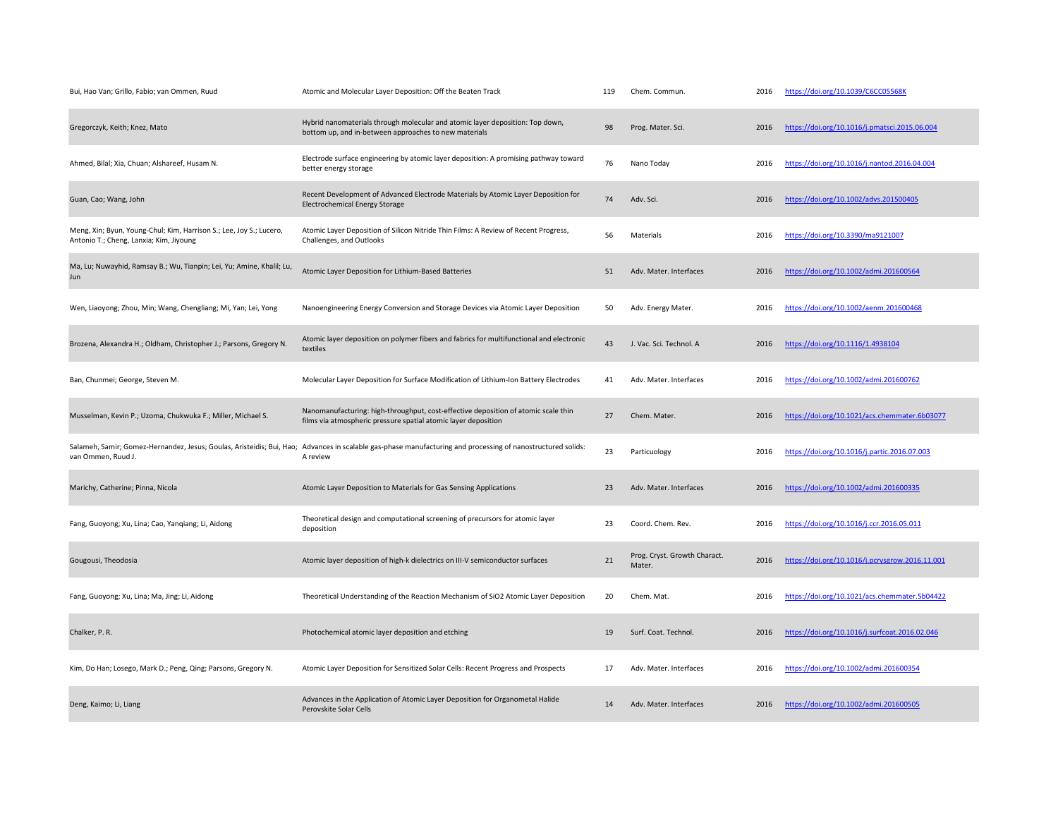| | | | | | |
|---|---|---|---|---|---|
| Bui, Hao Van; Grillo, Fabio; van Ommen, Ruud | Atomic and Molecular Layer Deposition: Off the Beaten Track | 119 | Chem. Commun. | 2016 | https://doi.org/10.1039/C6CC05568K |
| Gregorczyk, Keith; Knez, Mato | Hybrid nanomaterials through molecular and atomic layer deposition: Top down, bottom up, and in-between approaches to new materials | 98 | Prog. Mater. Sci. | 2016 | https://doi.org/10.1016/j.pmatsci.2015.06.004 |
| Ahmed, Bilal; Xia, Chuan; Alshareef, Husam N. | Electrode surface engineering by atomic layer deposition: A promising pathway toward better energy storage | 76 | Nano Today | 2016 | https://doi.org/10.1016/j.nantod.2016.04.004 |
| Guan, Cao; Wang, John | Recent Development of Advanced Electrode Materials by Atomic Layer Deposition for Electrochemical Energy Storage | 74 | Adv. Sci. | 2016 | https://doi.org/10.1002/advs.201500405 |
| Meng, Xin; Byun, Young-Chul; Kim, Harrison S.; Lee, Joy S.; Lucero, Antonio T.; Cheng, Lanxia; Kim, Jiyoung | Atomic Layer Deposition of Silicon Nitride Thin Films: A Review of Recent Progress, Challenges, and Outlooks | 56 | Materials | 2016 | https://doi.org/10.3390/ma9121007 |
| Ma, Lu; Nuwayhid, Ramsay B.; Wu, Tianpin; Lei, Yu; Amine, Khalil; Lu, Jun | Atomic Layer Deposition for Lithium-Based Batteries | 51 | Adv. Mater. Interfaces | 2016 | https://doi.org/10.1002/admi.201600564 |
| Wen, Liaoyong; Zhou, Min; Wang, Chengliang; Mi, Yan; Lei, Yong | Nanoengineering Energy Conversion and Storage Devices via Atomic Layer Deposition | 50 | Adv. Energy Mater. | 2016 | https://doi.org/10.1002/aenm.201600468 |
| Brozena, Alexandra H.; Oldham, Christopher J.; Parsons, Gregory N. | Atomic layer deposition on polymer fibers and fabrics for multifunctional and electronic textiles | 43 | J. Vac. Sci. Technol. A | 2016 | https://doi.org/10.1116/1.4938104 |
| Ban, Chunmei; George, Steven M. | Molecular Layer Deposition for Surface Modification of Lithium-Ion Battery Electrodes | 41 | Adv. Mater. Interfaces | 2016 | https://doi.org/10.1002/admi.201600762 |
| Musselman, Kevin P.; Uzoma, Chukwuka F.; Miller, Michael S. | Nanomanufacturing: high-throughput, cost-effective deposition of atomic scale thin films via atmospheric pressure spatial atomic layer deposition | 27 | Chem. Mater. | 2016 | https://doi.org/10.1021/acs.chemmater.6b03077 |
| Salameh, Samir; Gomez-Hernandez, Jesus; Goulas, Aristeidis; Bui, Hao; van Ommen, Ruud J. | Advances in scalable gas-phase manufacturing and processing of nanostructured solids: A review | 23 | Particuology | 2016 | https://doi.org/10.1016/j.partic.2016.07.003 |
| Marichy, Catherine; Pinna, Nicola | Atomic Layer Deposition to Materials for Gas Sensing Applications | 23 | Adv. Mater. Interfaces | 2016 | https://doi.org/10.1002/admi.201600335 |
| Fang, Guoyong; Xu, Lina; Cao, Yanqiang; Li, Aidong | Theoretical design and computational screening of precursors for atomic layer deposition | 23 | Coord. Chem. Rev. | 2016 | https://doi.org/10.1016/j.ccr.2016.05.011 |
| Gougousi, Theodosia | Atomic layer deposition of high-k dielectrics on III-V semiconductor surfaces | 21 | Prog. Cryst. Growth Charact. Mater. | 2016 | https://doi.org/10.1016/j.pcrysgrow.2016.11.001 |
| Fang, Guoyong; Xu, Lina; Ma, Jing; Li, Aidong | Theoretical Understanding of the Reaction Mechanism of SiO2 Atomic Layer Deposition | 20 | Chem. Mat. | 2016 | https://doi.org/10.1021/acs.chemmater.5b04422 |
| Chalker, P. R. | Photochemical atomic layer deposition and etching | 19 | Surf. Coat. Technol. | 2016 | https://doi.org/10.1016/j.surfcoat.2016.02.046 |
| Kim, Do Han; Losego, Mark D.; Peng, Qing; Parsons, Gregory N. | Atomic Layer Deposition for Sensitized Solar Cells: Recent Progress and Prospects | 17 | Adv. Mater. Interfaces | 2016 | https://doi.org/10.1002/admi.201600354 |
| Deng, Kaimo; Li, Liang | Advances in the Application of Atomic Layer Deposition for Organometal Halide Perovskite Solar Cells | 14 | Adv. Mater. Interfaces | 2016 | https://doi.org/10.1002/admi.201600505 |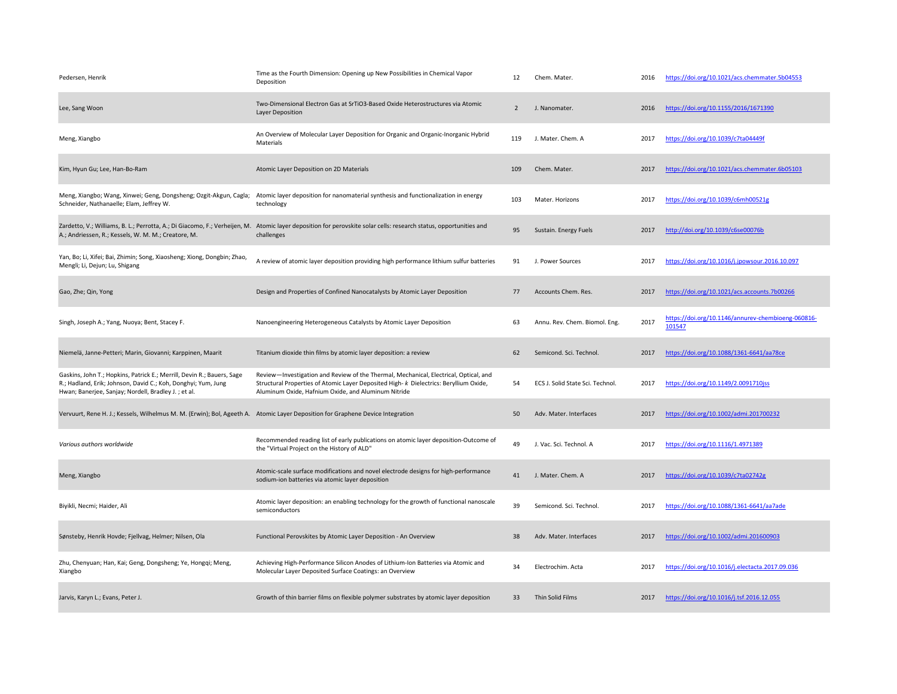| | | | | | |
|---|---|---|---|---|---|
| Pedersen, Henrik | Time as the Fourth Dimension: Opening up New Possibilities in Chemical Vapor Deposition | 12 | Chem. Mater. | 2016 | https://doi.org/10.1021/acs.chemmater.5b04553 |
| Lee, Sang Woon | Two-Dimensional Electron Gas at SrTiO3-Based Oxide Heterostructures via Atomic Layer Deposition | 2 | J. Nanomater. | 2016 | https://doi.org/10.1155/2016/1671390 |
| Meng, Xiangbo | An Overview of Molecular Layer Deposition for Organic and Organic-Inorganic Hybrid Materials | 119 | J. Mater. Chem. A | 2017 | https://doi.org/10.1039/c7ta04449f |
| Kim, Hyun Gu; Lee, Han-Bo-Ram | Atomic Layer Deposition on 2D Materials | 109 | Chem. Mater. | 2017 | https://doi.org/10.1021/acs.chemmater.6b05103 |
| Meng, Xiangbo; Wang, Xinwei; Geng, Dongsheng; Ozgit-Akgun, Cagla; Schneider, Nathanaelle; Elam, Jeffrey W. | Atomic layer deposition for nanomaterial synthesis and functionalization in energy technology | 103 | Mater. Horizons | 2017 | https://doi.org/10.1039/c6mh00521g |
| Zardetto, V.; Williams, B. L.; Perrotta, A.; Di Giacomo, F.; Verheijen, M. A.; Andriessen, R.; Kessels, W. M. M.; Creatore, M. | Atomic layer deposition for perovskite solar cells: research status, opportunities and challenges | 95 | Sustain. Energy Fuels | 2017 | http://doi.org/10.1039/c6se00076b |
| Yan, Bo; Li, Xifei; Bai, Zhimin; Song, Xiaosheng; Xiong, Dongbin; Zhao, Mengli; Li, Dejun; Lu, Shigang | A review of atomic layer deposition providing high performance lithium sulfur batteries | 91 | J. Power Sources | 2017 | https://doi.org/10.1016/j.jpowsour.2016.10.097 |
| Gao, Zhe; Qin, Yong | Design and Properties of Confined Nanocatalysts by Atomic Layer Deposition | 77 | Accounts Chem. Res. | 2017 | https://doi.org/10.1021/acs.accounts.7b00266 |
| Singh, Joseph A.; Yang, Nuoya; Bent, Stacey F. | Nanoengineering Heterogeneous Catalysts by Atomic Layer Deposition | 63 | Annu. Rev. Chem. Biomol. Eng. | 2017 | https://doi.org/10.1146/annurev-chembioeng-060816-101547 |
| Niemelä, Janne-Petteri; Marin, Giovanni; Karppinen, Maarit | Titanium dioxide thin films by atomic layer deposition: a review | 62 | Semicond. Sci. Technol. | 2017 | https://doi.org/10.1088/1361-6641/aa78ce |
| Gaskins, John T.; Hopkins, Patrick E.; Merrill, Devin R.; Bauers, Sage R.; Hadland, Erik; Johnson, David C.; Koh, Donghyi; Yum, Jung Hwan; Banerjee, Sanjay; Nordell, Bradley J. ; et al. | Review—Investigation and Review of the Thermal, Mechanical, Electrical, Optical, and Structural Properties of Atomic Layer Deposited High- *k* Dielectrics: Beryllium Oxide, Aluminum Oxide, Hafnium Oxide, and Aluminum Nitride | 54 | ECS J. Solid State Sci. Technol. | 2017 | https://doi.org/10.1149/2.0091710jss |
| Vervuurt, Rene H. J.; Kessels, Wilhelmus M. M. (Erwin); Bol, Ageeth A. | Atomic Layer Deposition for Graphene Device Integration | 50 | Adv. Mater. Interfaces | 2017 | https://doi.org/10.1002/admi.201700232 |
| *Various authors worldwide* | Recommended reading list of early publications on atomic layer deposition-Outcome of the "Virtual Project on the History of ALD" | 49 | J. Vac. Sci. Technol. A | 2017 | https://doi.org/10.1116/1.4971389 |
| Meng, Xiangbo | Atomic-scale surface modifications and novel electrode designs for high-performance sodium-ion batteries via atomic layer deposition | 41 | J. Mater. Chem. A | 2017 | https://doi.org/10.1039/c7ta02742g |
| Biyikli, Necmi; Haider, Ali | Atomic layer deposition: an enabling technology for the growth of functional nanoscale semiconductors | 39 | Semicond. Sci. Technol. | 2017 | https://doi.org/10.1088/1361-6641/aa7ade |
| Sønsteby, Henrik Hovde; Fjellvag, Helmer; Nilsen, Ola | Functional Perovskites by Atomic Layer Deposition - An Overview | 38 | Adv. Mater. Interfaces | 2017 | https://doi.org/10.1002/admi.201600903 |
| Zhu, Chenyuan; Han, Kai; Geng, Dongsheng; Ye, Hongqi; Meng, Xiangbo | Achieving High-Performance Silicon Anodes of Lithium-Ion Batteries via Atomic and Molecular Layer Deposited Surface Coatings: an Overview | 34 | Electrochim. Acta | 2017 | https://doi.org/10.1016/j.electacta.2017.09.036 |
| Jarvis, Karyn L.; Evans, Peter J. | Growth of thin barrier films on flexible polymer substrates by atomic layer deposition | 33 | Thin Solid Films | 2017 | https://doi.org/10.1016/j.tsf.2016.12.055 |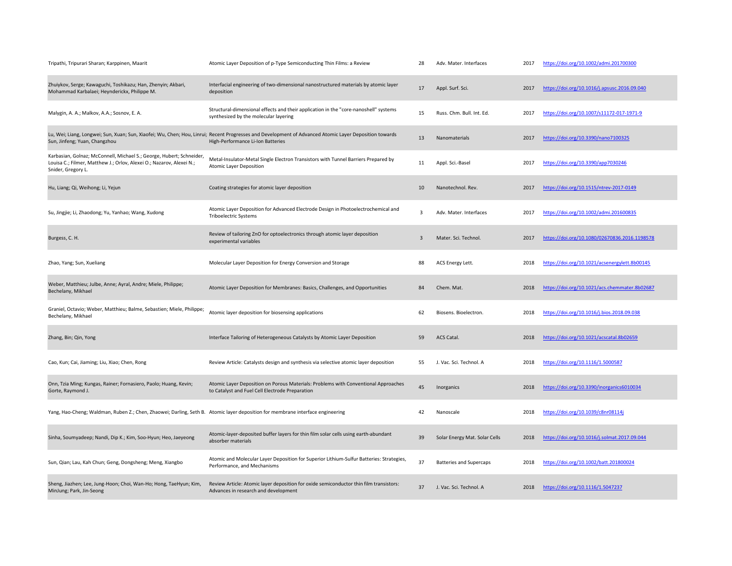| | | | | | |
|---|---|---|---|---|---|
| Tripathi, Tripurari Sharan; Karppinen, Maarit | Atomic Layer Deposition of p-Type Semiconducting Thin Films: a Review | 28 | Adv. Mater. Interfaces | 2017 | https://doi.org/10.1002/admi.201700300 |
| Zhuiykov, Serge; Kawaguchi, Toshikazu; Han, Zhenyin; Akbari, Mohammad Karbalaei; Heynderickx, Philippe M. | Interfacial engineering of two-dimensional nanostructured materials by atomic layer deposition | 17 | Appl. Surf. Sci. | 2017 | https://doi.org/10.1016/j.apsusc.2016.09.040 |
| Malygin, A. A.; Malkov, A.A.; Sosnov, E. A. | Structural-dimensional effects and their application in the "core-nanoshell" systems synthesized by the molecular layering | 15 | Russ. Chm. Bull. Int. Ed. | 2017 | https://doi.org/10.1007/s11172-017-1971-9 |
| Lu, Wei; Liang, Longwei; Sun, Xuan; Sun, Xiaofei; Wu, Chen; Hou, Linrui; Sun, Jinfeng; Yuan, Changzhou | Recent Progresses and Development of Advanced Atomic Layer Deposition towards High-Performance Li-Ion Batteries | 13 | Nanomaterials | 2017 | https://doi.org/10.3390/nano7100325 |
| Karbasian, Golnaz; McConnell, Michael S.; George, Hubert; Schneider, Louisa C.; Filmer, Matthew J.; Orlov, Alexei O.; Nazarov, Alexei N.; Snider, Gregory L. | Metal-Insulator-Metal Single Electron Transistors with Tunnel Barriers Prepared by Atomic Layer Deposition | 11 | Appl. Sci.-Basel | 2017 | https://doi.org/10.3390/app7030246 |
| Hu, Liang; Qi, Weihong; Li, Yejun | Coating strategies for atomic layer deposition | 10 | Nanotechnol. Rev. | 2017 | https://doi.org/10.1515/ntrev-2017-0149 |
| Su, Jingjie; Li, Zhaodong; Yu, Yanhao; Wang, Xudong | Atomic Layer Deposition for Advanced Electrode Design in Photoelectrochemical and Triboelectric Systems | 3 | Adv. Mater. Interfaces | 2017 | https://doi.org/10.1002/admi.201600835 |
| Burgess, C. H. | Review of tailoring ZnO for optoelectronics through atomic layer deposition experimental variables | 3 | Mater. Sci. Technol. | 2017 | https://doi.org/10.1080/02670836.2016.1198578 |
| Zhao, Yang; Sun, Xueliang | Molecular Layer Deposition for Energy Conversion and Storage | 88 | ACS Energy Lett. | 2018 | https://doi.org/10.1021/acsenergylett.8b00145 |
| Weber, Matthieu; Julbe, Anne; Ayral, Andre; Miele, Philippe; Bechelany, Mikhael | Atomic Layer Deposition for Membranes: Basics, Challenges, and Opportunities | 84 | Chem. Mat. | 2018 | https://doi.org/10.1021/acs.chemmater.8b02687 |
| Graniel, Octavio; Weber, Matthieu; Balme, Sebastien; Miele, Philippe; Bechelany, Mikhael | Atomic layer deposition for biosensing applications | 62 | Biosens. Bioelectron. | 2018 | https://doi.org/10.1016/j.bios.2018.09.038 |
| Zhang, Bin; Qin, Yong | Interface Tailoring of Heterogeneous Catalysts by Atomic Layer Deposition | 59 | ACS Catal. | 2018 | https://doi.org/10.1021/acscatal.8b02659 |
| Cao, Kun; Cai, Jiaming; Liu, Xiao; Chen, Rong | Review Article: Catalysts design and synthesis via selective atomic layer deposition | 55 | J. Vac. Sci. Technol. A | 2018 | https://doi.org/10.1116/1.5000587 |
| Onn, Tzia Ming; Kungas, Rainer; Fornasiero, Paolo; Huang, Kevin; Gorte, Raymond J. | Atomic Layer Deposition on Porous Materials: Problems with Conventional Approaches to Catalyst and Fuel Cell Electrode Preparation | 45 | Inorganics | 2018 | https://doi.org/10.3390/inorganics6010034 |
| Yang, Hao-Cheng; Waldman, Ruben Z.; Chen, Zhaowei; Darling, Seth B. | Atomic layer deposition for membrane interface engineering | 42 | Nanoscale | 2018 | https://doi.org/10.1039/c8nr08114j |
| Sinha, Soumyadeep; Nandi, Dip K.; Kim, Soo-Hyun; Heo, Jaeyeong | Atomic-layer-deposited buffer layers for thin film solar cells using earth-abundant absorber materials | 39 | Solar Energy Mat. Solar Cells | 2018 | https://doi.org/10.1016/j.solmat.2017.09.044 |
| Sun, Qian; Lau, Kah Chun; Geng, Dongsheng; Meng, Xiangbo | Atomic and Molecular Layer Deposition for Superior Lithium-Sulfur Batteries: Strategies, Performance, and Mechanisms | 37 | Batteries and Supercaps | 2018 | https://doi.org/10.1002/batt.201800024 |
| Sheng, Jiazhen; Lee, Jung-Hoon; Choi, Wan-Ho; Hong, TaeHyun; Kim, MinJung; Park, Jin-Seong | Review Article: Atomic layer deposition for oxide semiconductor thin film transistors: Advances in research and development | 37 | J. Vac. Sci. Technol. A | 2018 | https://doi.org/10.1116/1.5047237 |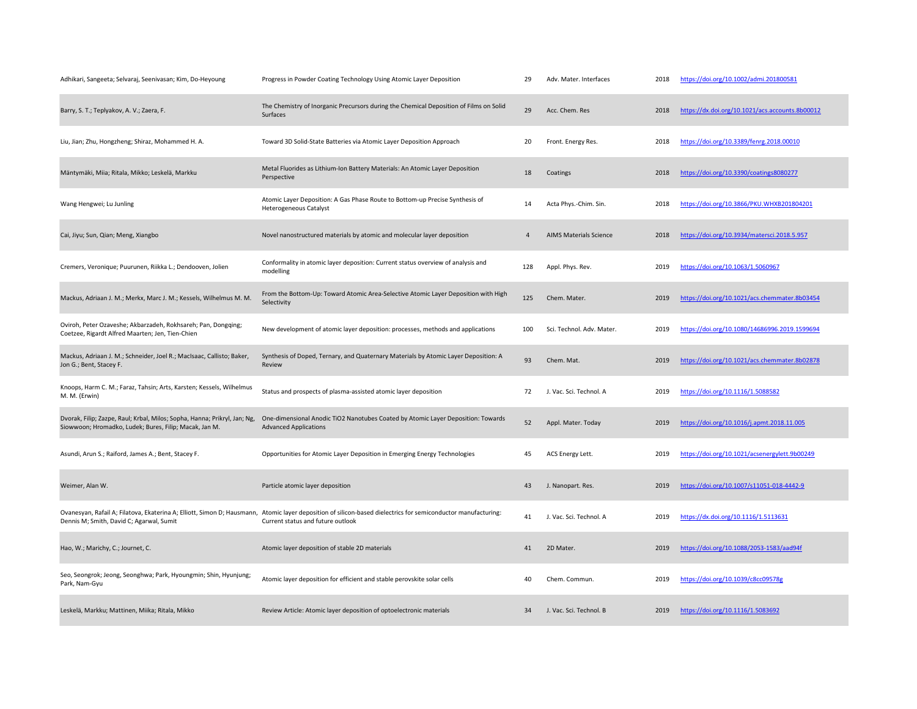| | | | | | |
|---|---|---|---|---|---|
| Adhikari, Sangeeta; Selvaraj, Seenivasan; Kim, Do-Heyoung | Progress in Powder Coating Technology Using Atomic Layer Deposition | 29 | Adv. Mater. Interfaces | 2018 | https://doi.org/10.1002/admi.201800581 |
| Barry, S. T.; Teplyakov, A. V.; Zaera, F. | The Chemistry of Inorganic Precursors during the Chemical Deposition of Films on Solid Surfaces | 29 | Acc. Chem. Res | 2018 | https://dx.doi.org/10.1021/acs.accounts.8b00012 |
| Liu, Jian; Zhu, Hongzheng; Shiraz, Mohammed H. A. | Toward 3D Solid-State Batteries via Atomic Layer Deposition Approach | 20 | Front. Energy Res. | 2018 | https://doi.org/10.3389/fenrg.2018.00010 |
| Mäntymäki, Miia; Ritala, Mikko; Leskelä, Markku | Metal Fluorides as Lithium-Ion Battery Materials: An Atomic Layer Deposition Perspective | 18 | Coatings | 2018 | https://doi.org/10.3390/coatings8080277 |
| Wang Hengwei; Lu Junling | Atomic Layer Deposition: A Gas Phase Route to Bottom-up Precise Synthesis of Heterogeneous Catalyst | 14 | Acta Phys.-Chim. Sin. | 2018 | https://doi.org/10.3866/PKU.WHXB201804201 |
| Cai, Jiyu; Sun, Qian; Meng, Xiangbo | Novel nanostructured materials by atomic and molecular layer deposition | 4 | AIMS Materials Science | 2018 | https://doi.org/10.3934/matersci.2018.5.957 |
| Cremers, Veronique; Puurunen, Riikka L.; Dendooven, Jolien | Conformality in atomic layer deposition: Current status overview of analysis and modelling | 128 | Appl. Phys. Rev. | 2019 | https://doi.org/10.1063/1.5060967 |
| Mackus, Adriaan J. M.; Merkx, Marc J. M.; Kessels, Wilhelmus M. M. | From the Bottom-Up: Toward Atomic Area-Selective Atomic Layer Deposition with High Selectivity | 125 | Chem. Mater. | 2019 | https://doi.org/10.1021/acs.chemmater.8b03454 |
| Oviroh, Peter Ozaveshe; Akbarzadeh, Rokhsareh; Pan, Dongqing; Coetzee, Rigardt Alfred Maarten; Jen, Tien-Chien | New development of atomic layer deposition: processes, methods and applications | 100 | Sci. Technol. Adv. Mater. | 2019 | https://doi.org/10.1080/14686996.2019.1599694 |
| Mackus, Adriaan J. M.; Schneider, Joel R.; MacIsaac, Callisto; Baker, Jon G.; Bent, Stacey F. | Synthesis of Doped, Ternary, and Quaternary Materials by Atomic Layer Deposition: A Review | 93 | Chem. Mat. | 2019 | https://doi.org/10.1021/acs.chemmater.8b02878 |
| Knoops, Harm C. M.; Faraz, Tahsin; Arts, Karsten; Kessels, Wilhelmus M. M. (Erwin) | Status and prospects of plasma-assisted atomic layer deposition | 72 | J. Vac. Sci. Technol. A | 2019 | https://doi.org/10.1116/1.5088582 |
| Dvorak, Filip; Zazpe, Raul; Krbal, Milos; Sopha, Hanna; Prikryl, Jan; Ng, Siowwoon; Hromadko, Ludek; Bures, Filip; Macak, Jan M. | One-dimensional Anodic TiO2 Nanotubes Coated by Atomic Layer Deposition: Towards Advanced Applications | 52 | Appl. Mater. Today | 2019 | https://doi.org/10.1016/j.apmt.2018.11.005 |
| Asundi, Arun S.; Raiford, James A.; Bent, Stacey F. | Opportunities for Atomic Layer Deposition in Emerging Energy Technologies | 45 | ACS Energy Lett. | 2019 | https://doi.org/10.1021/acsenergylett.9b00249 |
| Weimer, Alan W. | Particle atomic layer deposition | 43 | J. Nanopart. Res. | 2019 | https://doi.org/10.1007/s11051-018-4442-9 |
| Ovanesyan, Rafail A; Filatova, Ekaterina A; Elliott, Simon D; Hausmann, Dennis M; Smith, David C; Agarwal, Sumit | Atomic layer deposition of silicon-based dielectrics for semiconductor manufacturing: Current status and future outlook | 41 | J. Vac. Sci. Technol. A | 2019 | https://dx.doi.org/10.1116/1.5113631 |
| Hao, W.; Marichy, C.; Journet, C. | Atomic layer deposition of stable 2D materials | 41 | 2D Mater. | 2019 | https://doi.org/10.1088/2053-1583/aad94f |
| Seo, Seongrok; Jeong, Seonghwa; Park, Hyoungmin; Shin, Hyunjung; Park, Nam-Gyu | Atomic layer deposition for efficient and stable perovskite solar cells | 40 | Chem. Commun. | 2019 | https://doi.org/10.1039/c8cc09578g |
| Leskelä, Markku; Mattinen, Miika; Ritala, Mikko | Review Article: Atomic layer deposition of optoelectronic materials | 34 | J. Vac. Sci. Technol. B | 2019 | https://doi.org/10.1116/1.5083692 |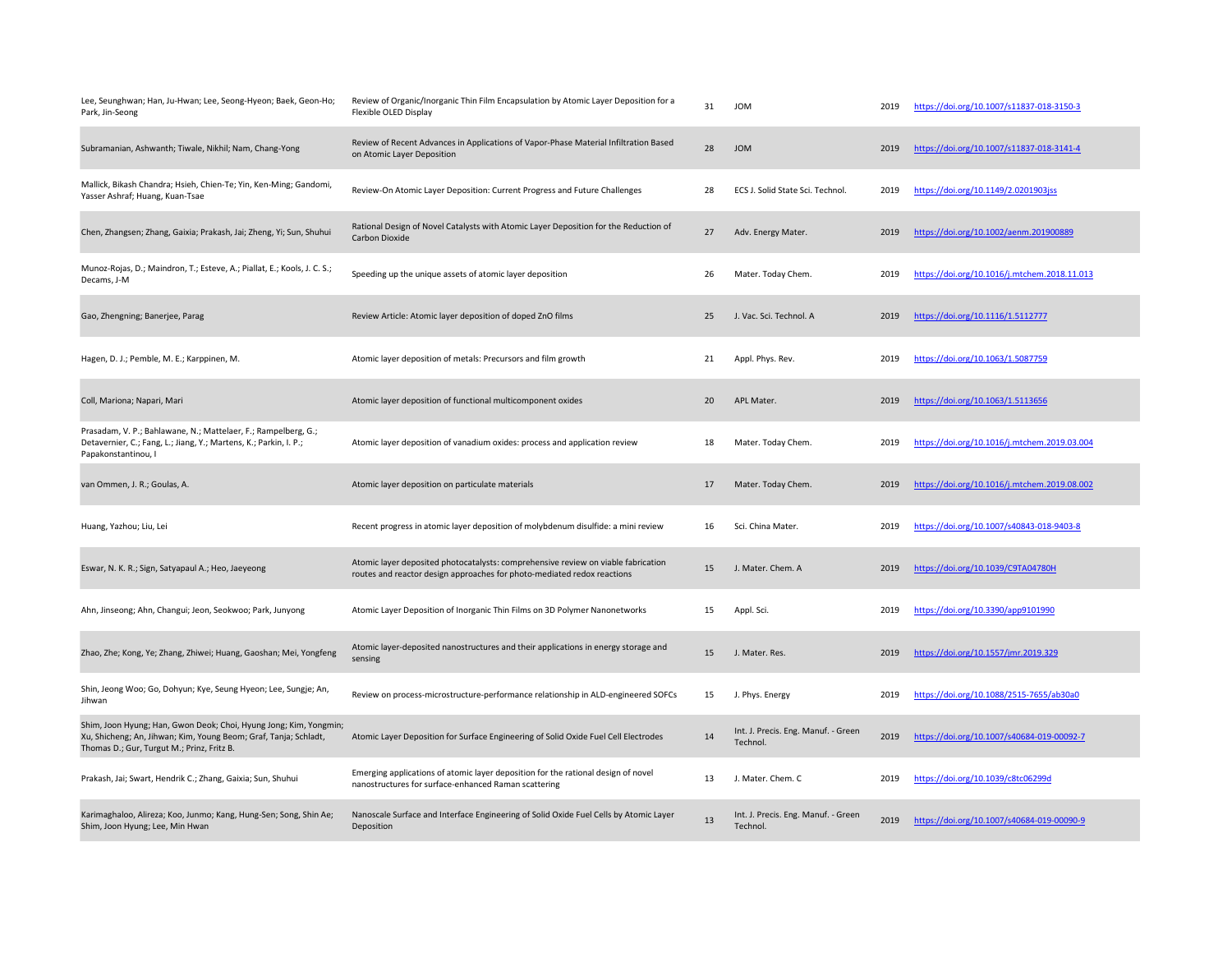| | | | | | |
|---|---|---|---|---|---|
| Lee, Seunghwan; Han, Ju-Hwan; Lee, Seong-Hyeon; Baek, Geon-Ho; Park, Jin-Seong | Review of Organic/Inorganic Thin Film Encapsulation by Atomic Layer Deposition for a Flexible OLED Display | 31 | JOM | 2019 | https://doi.org/10.1007/s11837-018-3150-3 |
| Subramanian, Ashwanth; Tiwale, Nikhil; Nam, Chang-Yong | Review of Recent Advances in Applications of Vapor-Phase Material Infiltration Based on Atomic Layer Deposition | 28 | JOM | 2019 | https://doi.org/10.1007/s11837-018-3141-4 |
| Mallick, Bikash Chandra; Hsieh, Chien-Te; Yin, Ken-Ming; Gandomi, Yasser Ashraf; Huang, Kuan-Tsae | Review-On Atomic Layer Deposition: Current Progress and Future Challenges | 28 | ECS J. Solid State Sci. Technol. | 2019 | https://doi.org/10.1149/2.0201903jss |
| Chen, Zhangsen; Zhang, Gaixia; Prakash, Jai; Zheng, Yi; Sun, Shuhui | Rational Design of Novel Catalysts with Atomic Layer Deposition for the Reduction of Carbon Dioxide | 27 | Adv. Energy Mater. | 2019 | https://doi.org/10.1002/aenm.201900889 |
| Munoz-Rojas, D.; Maindron, T.; Esteve, A.; Piallat, F.; Kools, J. C. S.; Decams, J-M | Speeding up the unique assets of atomic layer deposition | 26 | Mater. Today Chem. | 2019 | https://doi.org/10.1016/j.mtchem.2018.11.013 |
| Gao, Zhengning; Banerjee, Parag | Review Article: Atomic layer deposition of doped ZnO films | 25 | J. Vac. Sci. Technol. A | 2019 | https://doi.org/10.1116/1.5112777 |
| Hagen, D. J.; Pemble, M. E.; Karppinen, M. | Atomic layer deposition of metals: Precursors and film growth | 21 | Appl. Phys. Rev. | 2019 | https://doi.org/10.1063/1.5087759 |
| Coll, Mariona; Napari, Mari | Atomic layer deposition of functional multicomponent oxides | 20 | APL Mater. | 2019 | https://doi.org/10.1063/1.5113656 |
| Prasadam, V. P.; Bahlawane, N.; Mattelaer, F.; Rampelberg, G.; Detavernier, C.; Fang, L.; Jiang, Y.; Martens, K.; Parkin, I. P.; Papakonstantinou, I | Atomic layer deposition of vanadium oxides: process and application review | 18 | Mater. Today Chem. | 2019 | https://doi.org/10.1016/j.mtchem.2019.03.004 |
| van Ommen, J. R.; Goulas, A. | Atomic layer deposition on particulate materials | 17 | Mater. Today Chem. | 2019 | https://doi.org/10.1016/j.mtchem.2019.08.002 |
| Huang, Yazhou; Liu, Lei | Recent progress in atomic layer deposition of molybdenum disulfide: a mini review | 16 | Sci. China Mater. | 2019 | https://doi.org/10.1007/s40843-018-9403-8 |
| Eswar, N. K. R.; Sign, Satyapaul A.; Heo, Jaeyeong | Atomic layer deposited photocatalysts: comprehensive review on viable fabrication routes and reactor design approaches for photo-mediated redox reactions | 15 | J. Mater. Chem. A | 2019 | https://doi.org/10.1039/C9TA04780H |
| Ahn, Jinseong; Ahn, Changui; Jeon, Seokwoo; Park, Junyong | Atomic Layer Deposition of Inorganic Thin Films on 3D Polymer Nanonetworks | 15 | Appl. Sci. | 2019 | https://doi.org/10.3390/app9101990 |
| Zhao, Zhe; Kong, Ye; Zhang, Zhiwei; Huang, Gaoshan; Mei, Yongfeng | Atomic layer-deposited nanostructures and their applications in energy storage and sensing | 15 | J. Mater. Res. | 2019 | https://doi.org/10.1557/jmr.2019.329 |
| Shin, Jeong Woo; Go, Dohyun; Kye, Seung Hyeon; Lee, Sungje; An, Jihwan | Review on process-microstructure-performance relationship in ALD-engineered SOFCs | 15 | J. Phys. Energy | 2019 | https://doi.org/10.1088/2515-7655/ab30a0 |
| Shim, Joon Hyung; Han, Gwon Deok; Choi, Hyung Jong; Kim, Yongmin; Xu, Shicheng; An, Jihwan; Kim, Young Beom; Graf, Tanja; Schladt, Thomas D.; Gur, Turgut M.; Prinz, Fritz B. | Atomic Layer Deposition for Surface Engineering of Solid Oxide Fuel Cell Electrodes | 14 | Int. J. Precis. Eng. Manuf. - Green Technol. | 2019 | https://doi.org/10.1007/s40684-019-00092-7 |
| Prakash, Jai; Swart, Hendrik C.; Zhang, Gaixia; Sun, Shuhui | Emerging applications of atomic layer deposition for the rational design of novel nanostructures for surface-enhanced Raman scattering | 13 | J. Mater. Chem. C | 2019 | https://doi.org/10.1039/c8tc06299d |
| Karimaghaloo, Alireza; Koo, Junmo; Kang, Hung-Sen; Song, Shin Ae; Shim, Joon Hyung; Lee, Min Hwan | Nanoscale Surface and Interface Engineering of Solid Oxide Fuel Cells by Atomic Layer Deposition | 13 | Int. J. Precis. Eng. Manuf. - Green Technol. | 2019 | https://doi.org/10.1007/s40684-019-00090-9 |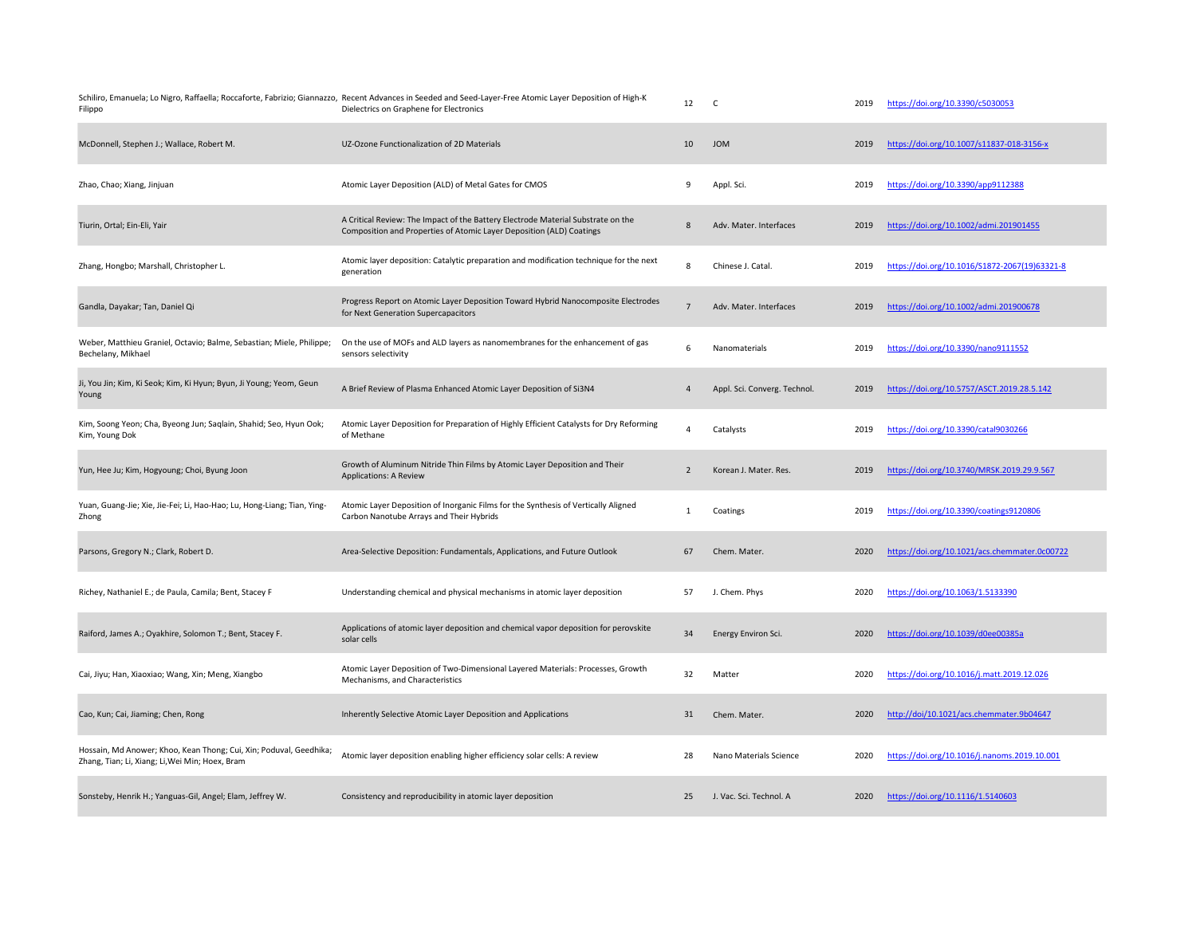| | | | | | |
|---|---|---|---|---|---|
| Schiliro, Emanuela; Lo Nigro, Raffaella; Roccaforte, Fabrizio; Giannazzo, Filippo | Recent Advances in Seeded and Seed-Layer-Free Atomic Layer Deposition of High-K Dielectrics on Graphene for Electronics | 12 | C | 2019 | https://doi.org/10.3390/c5030053 |
| McDonnell, Stephen J.; Wallace, Robert M. | UZ-Ozone Functionalization of 2D Materials | 10 | JOM | 2019 | https://doi.org/10.1007/s11837-018-3156-x |
| Zhao, Chao; Xiang, Jinjuan | Atomic Layer Deposition (ALD) of Metal Gates for CMOS | 9 | Appl. Sci. | 2019 | https://doi.org/10.3390/app9112388 |
| Tiurin, Ortal; Ein-Eli, Yair | A Critical Review: The Impact of the Battery Electrode Material Substrate on the Composition and Properties of Atomic Layer Deposition (ALD) Coatings | 8 | Adv. Mater. Interfaces | 2019 | https://doi.org/10.1002/admi.201901455 |
| Zhang, Hongbo; Marshall, Christopher L. | Atomic layer deposition: Catalytic preparation and modification technique for the next generation | 8 | Chinese J. Catal. | 2019 | https://doi.org/10.1016/S1872-2067(19)63321-8 |
| Gandla, Dayakar; Tan, Daniel Qi | Progress Report on Atomic Layer Deposition Toward Hybrid Nanocomposite Electrodes for Next Generation Supercapacitors | 7 | Adv. Mater. Interfaces | 2019 | https://doi.org/10.1002/admi.201900678 |
| Weber, Matthieu Graniel, Octavio; Balme, Sebastian; Miele, Philippe; Bechelany, Mikhael | On the use of MOFs and ALD layers as nanomembranes for the enhancement of gas sensors selectivity | 6 | Nanomaterials | 2019 | https://doi.org/10.3390/nano9111552 |
| Ji, You Jin; Kim, Ki Seok; Kim, Ki Hyun; Byun, Ji Young; Yeom, Geun Young | A Brief Review of Plasma Enhanced Atomic Layer Deposition of $Si_3N_4$ | 4 | Appl. Sci. Converg. Technol. | 2019 | https://doi.org/10.5757/ASCT.2019.28.5.142 |
| Kim, Soong Yeon; Cha, Byeong Jun; Saqlain, Shahid; Seo, Hyun Ook; Kim, Young Dok | Atomic Layer Deposition for Preparation of Highly Efficient Catalysts for Dry Reforming of Methane | 4 | Catalysts | 2019 | https://doi.org/10.3390/catal9030266 |
| Yun, Hee Ju; Kim, Hogyoung; Choi, Byung Joon | Growth of Aluminum Nitride Thin Films by Atomic Layer Deposition and Their Applications: A Review | 2 | Korean J. Mater. Res. | 2019 | https://doi.org/10.3740/MRSK.2019.29.9.567 |
| Yuan, Guang-Jie; Xie, Jie-Fei; Li, Hao-Hao; Lu, Hong-Liang; Tian, Ying-Zhong | Atomic Layer Deposition of Inorganic Films for the Synthesis of Vertically Aligned Carbon Nanotube Arrays and Their Hybrids | 1 | Coatings | 2019 | https://doi.org/10.3390/coatings9120806 |
| Parsons, Gregory N.; Clark, Robert D. | Area-Selective Deposition: Fundamentals, Applications, and Future Outlook | 67 | Chem. Mater. | 2020 | https://doi.org/10.1021/acs.chemmater.0c00722 |
| Richey, Nathaniel E.; de Paula, Camila; Bent, Stacey F | Understanding chemical and physical mechanisms in atomic layer deposition | 57 | J. Chem. Phys | 2020 | https://doi.org/10.1063/1.5133390 |
| Raiford, James A.; Oyakhire, Solomon T.; Bent, Stacey F. | Applications of atomic layer deposition and chemical vapor deposition for perovskite solar cells | 34 | Energy Environ Sci. | 2020 | https://doi.org/10.1039/d0ee00385a |
| Cai, Jiyu; Han, Xiaoxiao; Wang, Xin; Meng, Xiangbo | Atomic Layer Deposition of Two-Dimensional Layered Materials: Processes, Growth Mechanisms, and Characteristics | 32 | Matter | 2020 | https://doi.org/10.1016/j.matt.2019.12.026 |
| Cao, Kun; Cai, Jiaming; Chen, Rong | Inherently Selective Atomic Layer Deposition and Applications | 31 | Chem. Mater. | 2020 | http://doi/10.1021/acs.chemmater.9b04647 |
| Hossain, Md Anower; Khoo, Kean Thong; Cui, Xin; Poduval, Geedhika; Zhang, Tian; Li, Xiang; Li,Wei Min; Hoex, Bram | Atomic layer deposition enabling higher efficiency solar cells: A review | 28 | Nano Materials Science | 2020 | https://doi.org/10.1016/j.nanoms.2019.10.001 |
| Sonsteby, Henrik H.; Yanguas-Gil, Angel; Elam, Jeffrey W. | Consistency and reproducibility in atomic layer deposition | 25 | J. Vac. Sci. Technol. A | 2020 | https://doi.org/10.1116/1.5140603 |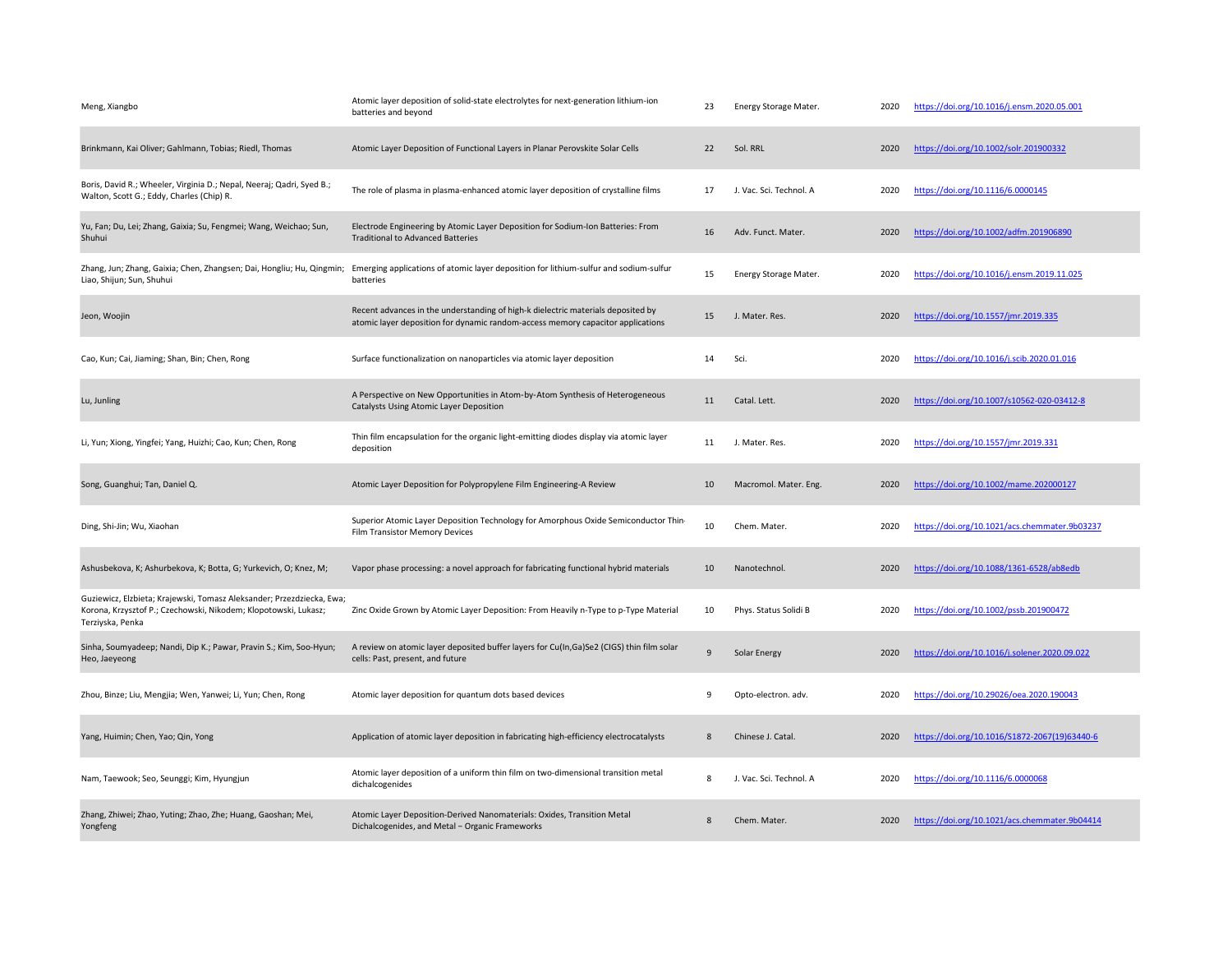| | | | | | |
|---|---|---|---|---|---|
| Meng, Xiangbo | Atomic layer deposition of solid-state electrolytes for next-generation lithium-ion batteries and beyond | 23 | Energy Storage Mater. | 2020 | https://doi.org/10.1016/j.ensm.2020.05.001 |
| Brinkmann, Kai Oliver; Gahlmann, Tobias; Riedl, Thomas | Atomic Layer Deposition of Functional Layers in Planar Perovskite Solar Cells | 22 | Sol. RRL | 2020 | https://doi.org/10.1002/solr.201900332 |
| Boris, David R.; Wheeler, Virginia D.; Nepal, Neeraj; Qadri, Syed B.; Walton, Scott G.; Eddy, Charles (Chip) R. | The role of plasma in plasma-enhanced atomic layer deposition of crystalline films | 17 | J. Vac. Sci. Technol. A | 2020 | https://doi.org/10.1116/6.0000145 |
| Yu, Fan; Du, Lei; Zhang, Gaixia; Su, Fengmei; Wang, Weichao; Sun, Shuhui | Electrode Engineering by Atomic Layer Deposition for Sodium-Ion Batteries: From Traditional to Advanced Batteries | 16 | Adv. Funct. Mater. | 2020 | https://doi.org/10.1002/adfm.201906890 |
| Zhang, Jun; Zhang, Gaixia; Chen, Zhangsen; Dai, Hongliu; Hu, Qingmin; Liao, Shijun; Sun, Shuhui | Emerging applications of atomic layer deposition for lithium-sulfur and sodium-sulfur batteries | 15 | Energy Storage Mater. | 2020 | https://doi.org/10.1016/j.ensm.2019.11.025 |
| Jeon, Woojin | Recent advances in the understanding of high-k dielectric materials deposited by atomic layer deposition for dynamic random-access memory capacitor applications | 15 | J. Mater. Res. | 2020 | https://doi.org/10.1557/jmr.2019.335 |
| Cao, Kun; Cai, Jiaming; Shan, Bin; Chen, Rong | Surface functionalization on nanoparticles via atomic layer deposition | 14 | Sci. | 2020 | https://doi.org/10.1016/j.scib.2020.01.016 |
| Lu, Junling | A Perspective on New Opportunities in Atom-by-Atom Synthesis of Heterogeneous Catalysts Using Atomic Layer Deposition | 11 | Catal. Lett. | 2020 | https://doi.org/10.1007/s10562-020-03412-8 |
| Li, Yun; Xiong, Yingfei; Yang, Huizhi; Cao, Kun; Chen, Rong | Thin film encapsulation for the organic light-emitting diodes display via atomic layer deposition | 11 | J. Mater. Res. | 2020 | https://doi.org/10.1557/jmr.2019.331 |
| Song, Guanghui; Tan, Daniel Q. | Atomic Layer Deposition for Polypropylene Film Engineering-A Review | 10 | Macromol. Mater. Eng. | 2020 | https://doi.org/10.1002/mame.202000127 |
| Ding, Shi-Jin; Wu, Xiaohan | Superior Atomic Layer Deposition Technology for Amorphous Oxide Semiconductor Thin-Film Transistor Memory Devices | 10 | Chem. Mater. | 2020 | https://doi.org/10.1021/acs.chemmater.9b03237 |
| Ashusbekova, K; Ashurbekova, K; Botta, G; Yurkevich, O; Knez, M; | Vapor phase processing: a novel approach for fabricating functional hybrid materials | 10 | Nanotechnol. | 2020 | https://doi.org/10.1088/1361-6528/ab8edb |
| Guziewicz, Elzbieta; Krajewski, Tomasz Aleksander; Przezdziecka, Ewa; Korona, Krzysztof P.; Czechowski, Nikodem; Klopotowski, Lukasz; Terziyska, Penka | Zinc Oxide Grown by Atomic Layer Deposition: From Heavily n-Type to p-Type Material | 10 | Phys. Status Solidi B | 2020 | https://doi.org/10.1002/pssb.201900472 |
| Sinha, Soumyadeep; Nandi, Dip K.; Pawar, Pravin S.; Kim, Soo-Hyun; Heo, Jaeyeong | A review on atomic layer deposited buffer layers for Cu(In,Ga)Se2 (CIGS) thin film solar cells: Past, present, and future | 9 | Solar Energy | 2020 | https://doi.org/10.1016/j.solener.2020.09.022 |
| Zhou, Binze; Liu, Mengjia; Wen, Yanwei; Li, Yun; Chen, Rong | Atomic layer deposition for quantum dots based devices | 9 | Opto-electron. adv. | 2020 | https://doi.org/10.29026/oea.2020.190043 |
| Yang, Huimin; Chen, Yao; Qin, Yong | Application of atomic layer deposition in fabricating high-efficiency electrocatalysts | 8 | Chinese J. Catal. | 2020 | https://doi.org/10.1016/S1872-2067(19)63440-6 |
| Nam, Taewook; Seo, Seunggi; Kim, Hyungjun | Atomic layer deposition of a uniform thin film on two-dimensional transition metal dichalcogenides | 8 | J. Vac. Sci. Technol. A | 2020 | https://doi.org/10.1116/6.0000068 |
| Zhang, Zhiwei; Zhao, Yuting; Zhao, Zhe; Huang, Gaoshan; Mei, Yongfeng | Atomic Layer Deposition-Derived Nanomaterials: Oxides, Transition Metal Dichalcogenides, and Metal – Organic Frameworks | 8 | Chem. Mater. | 2020 | https://doi.org/10.1021/acs.chemmater.9b04414 |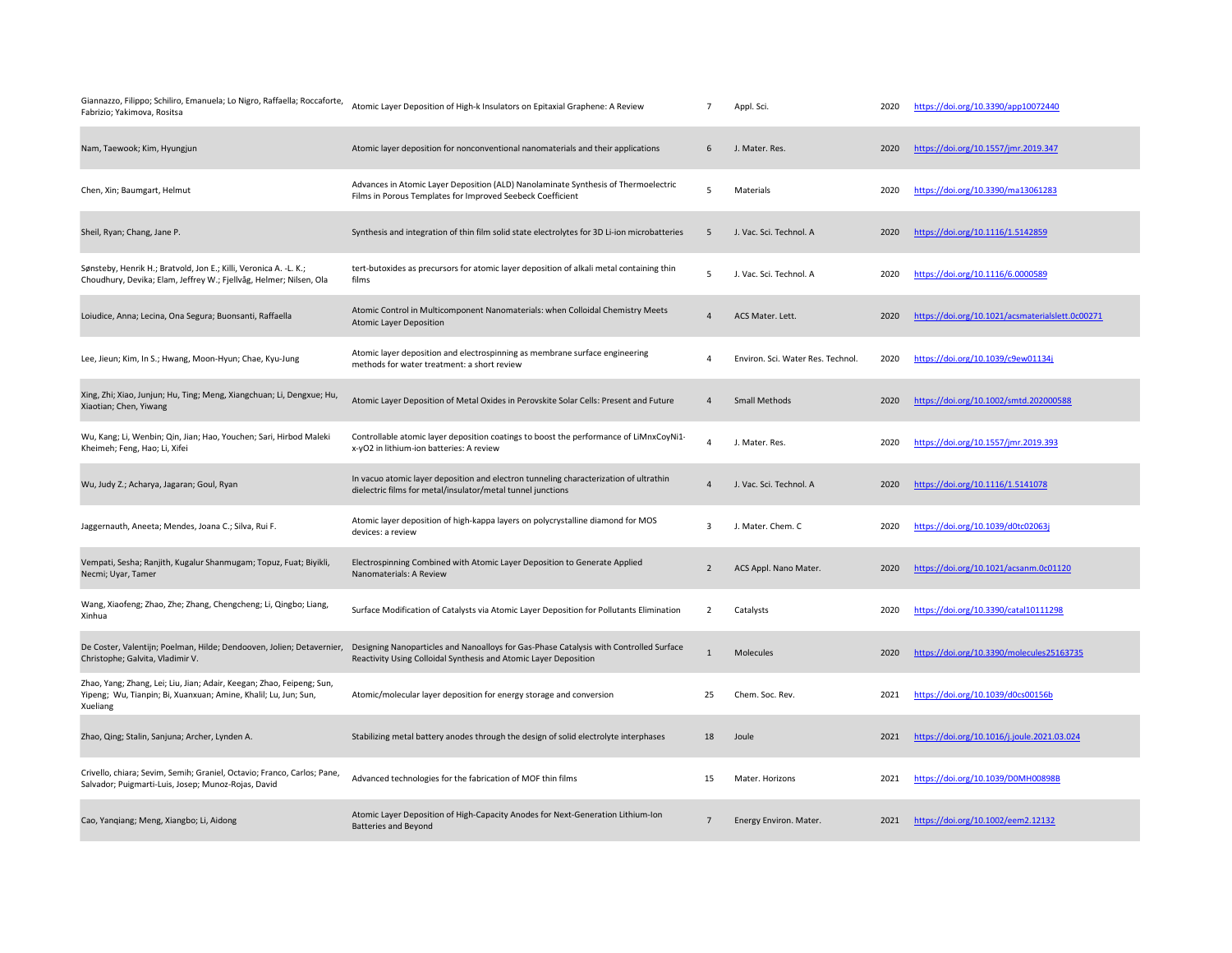| | | | | | |
|---|---|---|---|---|---|
| Giannazzo, Filippo; Schiliro, Emanuela; Lo Nigro, Raffaella; Roccaforte, Fabrizio; Yakimova, Rositsa | Atomic Layer Deposition of High-k Insulators on Epitaxial Graphene: A Review | 7 | Appl. Sci. | 2020 | https://doi.org/10.3390/app10072440 |
| Nam, Taewook; Kim, Hyungjun | Atomic layer deposition for nonconventional nanomaterials and their applications | 6 | J. Mater. Res. | 2020 | https://doi.org/10.1557/jmr.2019.347 |
| Chen, Xin; Baumgart, Helmut | Advances in Atomic Layer Deposition (ALD) Nanolaminate Synthesis of Thermoelectric Films in Porous Templates for Improved Seebeck Coefficient | 5 | Materials | 2020 | https://doi.org/10.3390/ma13061283 |
| Sheil, Ryan; Chang, Jane P. | Synthesis and integration of thin film solid state electrolytes for 3D Li-ion microbatteries | 5 | J. Vac. Sci. Technol. A | 2020 | https://doi.org/10.1116/1.5142859 |
| Sønsteby, Henrik H.; Bratvold, Jon E.; Killi, Veronica A. -L. K.; Choudhury, Devika; Elam, Jeffrey W.; Fjellvåg, Helmer; Nilsen, Ola | tert-butoxides as precursors for atomic layer deposition of alkali metal containing thin films | 5 | J. Vac. Sci. Technol. A | 2020 | https://doi.org/10.1116/6.0000589 |
| Loiudice, Anna; Lecina, Ona Segura; Buonsanti, Raffaella | Atomic Control in Multicomponent Nanomaterials: when Colloidal Chemistry Meets Atomic Layer Deposition | 4 | ACS Mater. Lett. | 2020 | https://doi.org/10.1021/acsmaterialslett.0c00271 |
| Lee, Jieun; Kim, In S.; Hwang, Moon-Hyun; Chae, Kyu-Jung | Atomic layer deposition and electrospinning as membrane surface engineering methods for water treatment: a short review | 4 | Environ. Sci. Water Res. Technol. | 2020 | https://doi.org/10.1039/c9ew01134j |
| Xing, Zhi; Xiao, Junjun; Hu, Ting; Meng, Xiangchuan; Li, Dengxue; Hu, Xiaotian; Chen, Yiwang | Atomic Layer Deposition of Metal Oxides in Perovskite Solar Cells: Present and Future | 4 | Small Methods | 2020 | https://doi.org/10.1002/smtd.202000588 |
| Wu, Kang; Li, Wenbin; Qin, Jian; Hao, Youchen; Sari, Hirbod Maleki Kheimeh; Feng, Hao; Li, Xifei | Controllable atomic layer deposition coatings to boost the performance of LiMnxCoyNi1-x-yO2 in lithium-ion batteries: A review | 4 | J. Mater. Res. | 2020 | https://doi.org/10.1557/jmr.2019.393 |
| Wu, Judy Z.; Acharya, Jagaran; Goul, Ryan | In vacuo atomic layer deposition and electron tunneling characterization of ultrathin dielectric films for metal/insulator/metal tunnel junctions | 4 | J. Vac. Sci. Technol. A | 2020 | https://doi.org/10.1116/1.5141078 |
| Jaggernauth, Aneeta; Mendes, Joana C.; Silva, Rui F. | Atomic layer deposition of high-kappa layers on polycrystalline diamond for MOS devices: a review | 3 | J. Mater. Chem. C | 2020 | https://doi.org/10.1039/d0tc02063j |
| Vempati, Sesha; Ranjith, Kugalur Shanmugam; Topuz, Fuat; Biyikli, Necmi; Uyar, Tamer | Electrospinning Combined with Atomic Layer Deposition to Generate Applied Nanomaterials: A Review | 2 | ACS Appl. Nano Mater. | 2020 | https://doi.org/10.1021/acsanm.0c01120 |
| Wang, Xiaofeng; Zhao, Zhe; Zhang, Chengcheng; Li, Qingbo; Liang, Xinhua | Surface Modification of Catalysts via Atomic Layer Deposition for Pollutants Elimination | 2 | Catalysts | 2020 | https://doi.org/10.3390/catal10111298 |
| De Coster, Valentijn; Poelman, Hilde; Dendooven, Jolien; Detavernier, Christophe; Galvita, Vladimir V. | Designing Nanoparticles and Nanoalloys for Gas-Phase Catalysis with Controlled Surface Reactivity Using Colloidal Synthesis and Atomic Layer Deposition | 1 | Molecules | 2020 | https://doi.org/10.3390/molecules25163735 |
| Zhao, Yang; Zhang, Lei; Liu, Jian; Adair, Keegan; Zhao, Feipeng; Sun, Yipeng; Wu, Tianpin; Bi, Xuanxuan; Amine, Khalil; Lu, Jun; Sun, Xueliang | Atomic/molecular layer deposition for energy storage and conversion | 25 | Chem. Soc. Rev. | 2021 | https://doi.org/10.1039/d0cs00156b |
| Zhao, Qing; Stalin, Sanjuna; Archer, Lynden A. | Stabilizing metal battery anodes through the design of solid electrolyte interphases | 18 | Joule | 2021 | https://doi.org/10.1016/j.joule.2021.03.024 |
| Crivello, chiara; Sevim, Semih; Graniel, Octavio; Franco, Carlos; Pane, Salvador; Puigmarti-Luis, Josep; Munoz-Rojas, David | Advanced technologies for the fabrication of MOF thin films | 15 | Mater. Horizons | 2021 | https://doi.org/10.1039/D0MH00898B |
| Cao, Yanqiang; Meng, Xiangbo; Li, Aidong | Atomic Layer Deposition of High-Capacity Anodes for Next-Generation Lithium-Ion Batteries and Beyond | 7 | Energy Environ. Mater. | 2021 | https://doi.org/10.1002/eem2.12132 |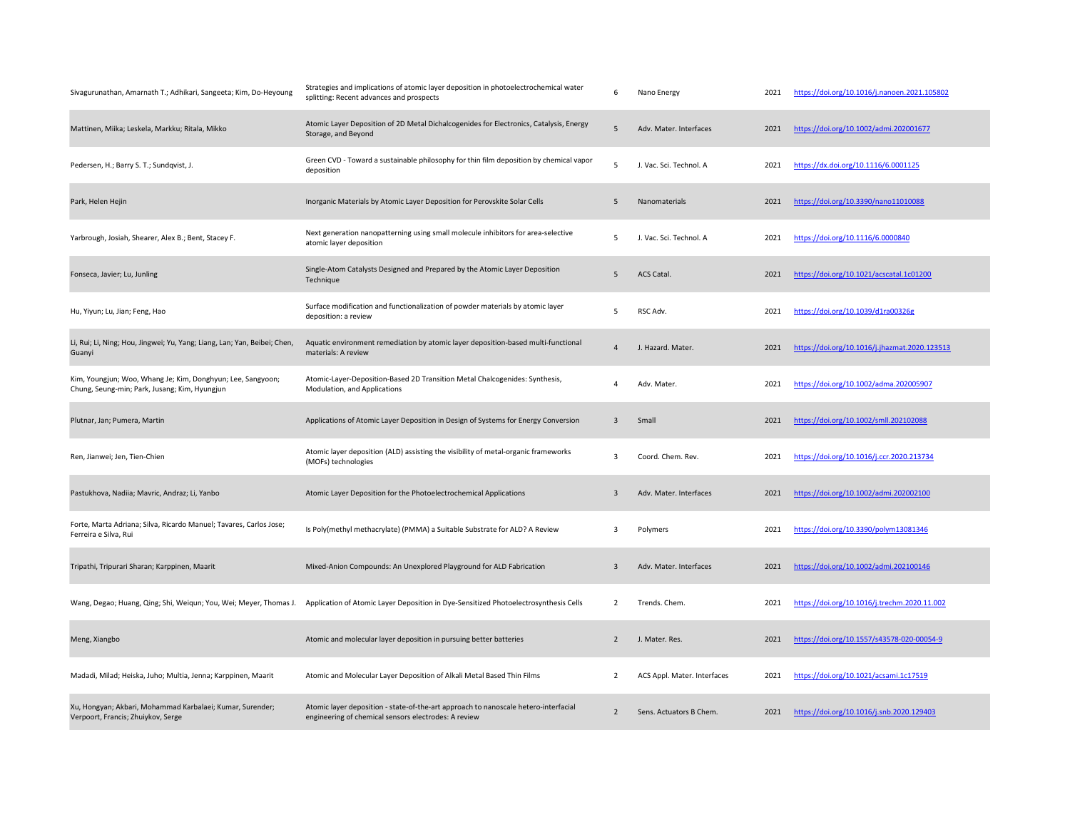| | | | | | |
|---|---|---|---|---|---|
| Sivagurunathan, Amarnath T.; Adhikari, Sangeeta; Kim, Do-Heyoung | Strategies and implications of atomic layer deposition in photoelectrochemical water splitting: Recent advances and prospects | 6 | Nano Energy | 2021 | https://doi.org/10.1016/j.nanoen.2021.105802 |
| Mattinen, Miika; Leskela, Markku; Ritala, Mikko | Atomic Layer Deposition of 2D Metal Dichalcogenides for Electronics, Catalysis, Energy Storage, and Beyond | 5 | Adv. Mater. Interfaces | 2021 | https://doi.org/10.1002/admi.202001677 |
| Pedersen, H.; Barry S. T.; Sundqvist, J. | Green CVD - Toward a sustainable philosophy for thin film deposition by chemical vapor deposition | 5 | J. Vac. Sci. Technol. A | 2021 | https://dx.doi.org/10.1116/6.0001125 |
| Park, Helen Hejin | Inorganic Materials by Atomic Layer Deposition for Perovskite Solar Cells | 5 | Nanomaterials | 2021 | https://doi.org/10.3390/nano11010088 |
| Yarbrough, Josiah, Shearer, Alex B.; Bent, Stacey F. | Next generation nanopatterning using small molecule inhibitors for area-selective atomic layer deposition | 5 | J. Vac. Sci. Technol. A | 2021 | https://doi.org/10.1116/6.0000840 |
| Fonseca, Javier; Lu, Junling | Single-Atom Catalysts Designed and Prepared by the Atomic Layer Deposition Technique | 5 | ACS Catal. | 2021 | https://doi.org/10.1021/acscatal.1c01200 |
| Hu, Yiyun; Lu, Jian; Feng, Hao | Surface modification and functionalization of powder materials by atomic layer deposition: a review | 5 | RSC Adv. | 2021 | https://doi.org/10.1039/d1ra00326g |
| Li, Rui; Li, Ning; Hou, Jingwei; Yu, Yang; Liang, Lan; Yan, Beibei; Chen, Guanyi | Aquatic environment remediation by atomic layer deposition-based multi-functional materials: A review | 4 | J. Hazard. Mater. | 2021 | https://doi.org/10.1016/j.jhazmat.2020.123513 |
| Kim, Youngjun; Woo, Whang Je; Kim, Donghyun; Lee, Sangyoon; Chung, Seung-min; Park, Jusang; Kim, Hyungjun | Atomic-Layer-Deposition-Based 2D Transition Metal Chalcogenides: Synthesis, Modulation, and Applications | 4 | Adv. Mater. | 2021 | https://doi.org/10.1002/adma.202005907 |
| Plutnar, Jan; Pumera, Martin | Applications of Atomic Layer Deposition in Design of Systems for Energy Conversion | 3 | Small | 2021 | https://doi.org/10.1002/smll.202102088 |
| Ren, Jianwei; Jen, Tien-Chien | Atomic layer deposition (ALD) assisting the visibility of metal-organic frameworks (MOFs) technologies | 3 | Coord. Chem. Rev. | 2021 | https://doi.org/10.1016/j.ccr.2020.213734 |
| Pastukhova, Nadiia; Mavric, Andraz; Li, Yanbo | Atomic Layer Deposition for the Photoelectrochemical Applications | 3 | Adv. Mater. Interfaces | 2021 | https://doi.org/10.1002/admi.202002100 |
| Forte, Marta Adriana; Silva, Ricardo Manuel; Tavares, Carlos Jose; Ferreira e Silva, Rui | Is Poly(methyl methacrylate) (PMMA) a Suitable Substrate for ALD? A Review | 3 | Polymers | 2021 | https://doi.org/10.3390/polym13081346 |
| Tripathi, Tripurari Sharan; Karppinen, Maarit | Mixed-Anion Compounds: An Unexplored Playground for ALD Fabrication | 3 | Adv. Mater. Interfaces | 2021 | https://doi.org/10.1002/admi.202100146 |
| Wang, Degao; Huang, Qing; Shi, Weiqun; You, Wei; Meyer, Thomas J. | Application of Atomic Layer Deposition in Dye-Sensitized Photoelectrosynthesis Cells | 2 | Trends. Chem. | 2021 | https://doi.org/10.1016/j.trechm.2020.11.002 |
| Meng, Xiangbo | Atomic and molecular layer deposition in pursuing better batteries | 2 | J. Mater. Res. | 2021 | https://doi.org/10.1557/s43578-020-00054-9 |
| Madadi, Milad; Heiska, Juho; Multia, Jenna; Karppinen, Maarit | Atomic and Molecular Layer Deposition of Alkali Metal Based Thin Films | 2 | ACS Appl. Mater. Interfaces | 2021 | https://doi.org/10.1021/acsami.1c17519 |
| Xu, Hongyan; Akbari, Mohammad Karbalaei; Kumar, Surender; Verpoort, Francis; Zhuiykov, Serge | Atomic layer deposition - state-of-the-art approach to nanoscale hetero-interfacial engineering of chemical sensors electrodes: A review | 2 | Sens. Actuators B Chem. | 2021 | https://doi.org/10.1016/j.snb.2020.129403 |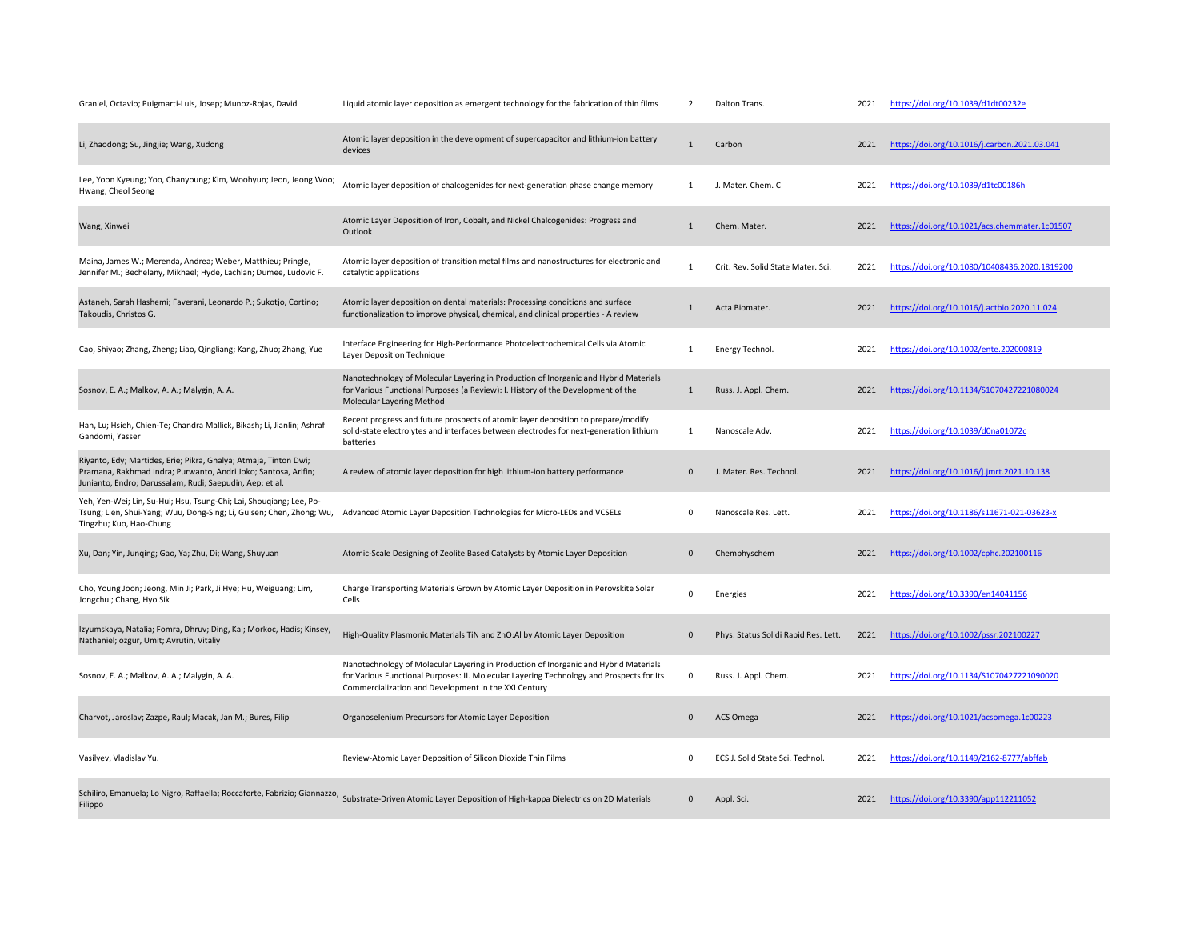| | | | | | |
|---|---|---|---|---|---|
| Graniel, Octavio; Puigmarti-Luis, Josep; Munoz-Rojas, David | Liquid atomic layer deposition as emergent technology for the fabrication of thin films | 2 | Dalton Trans. | 2021 | https://doi.org/10.1039/d1dt00232e |
| Li, Zhaodong; Su, Jingjie; Wang, Xudong | Atomic layer deposition in the development of supercapacitor and lithium-ion battery devices | 1 | Carbon | 2021 | https://doi.org/10.1016/j.carbon.2021.03.041 |
| Lee, Yoon Kyeung; Yoo, Chanyoung; Kim, Woohyun; Jeon, Jeong Woo; Hwang, Cheol Seong | Atomic layer deposition of chalcogenides for next-generation phase change memory | 1 | J. Mater. Chem. C | 2021 | https://doi.org/10.1039/d1tc00186h |
| Wang, Xinwei | Atomic Layer Deposition of Iron, Cobalt, and Nickel Chalcogenides: Progress and Outlook | 1 | Chem. Mater. | 2021 | https://doi.org/10.1021/acs.chemmater.1c01507 |
| Maina, James W.; Merenda, Andrea; Weber, Matthieu; Pringle, Jennifer M.; Bechelany, Mikhael; Hyde, Lachlan; Dumee, Ludovic F. | Atomic layer deposition of transition metal films and nanostructures for electronic and catalytic applications | 1 | Crit. Rev. Solid State Mater. Sci. | 2021 | https://doi.org/10.1080/10408436.2020.1819200 |
| Astaneh, Sarah Hashemi; Faverani, Leonardo P.; Sukotjo, Cortino; Takoudis, Christos G. | Atomic layer deposition on dental materials: Processing conditions and surface functionalization to improve physical, chemical, and clinical properties - A review | 1 | Acta Biomater. | 2021 | https://doi.org/10.1016/j.actbio.2020.11.024 |
| Cao, Shiyao; Zhang, Zheng; Liao, Qingliang; Kang, Zhuo; Zhang, Yue | Interface Engineering for High-Performance Photoelectrochemical Cells via Atomic Layer Deposition Technique | 1 | Energy Technol. | 2021 | https://doi.org/10.1002/ente.202000819 |
| Sosnov, E. A.; Malkov, A. A.; Malygin, A. A. | Nanotechnology of Molecular Layering in Production of Inorganic and Hybrid Materials for Various Functional Purposes (a Review): I. History of the Development of the Molecular Layering Method | 1 | Russ. J. Appl. Chem. | 2021 | https://doi.org/10.1134/S1070427221080024 |
| Han, Lu; Hsieh, Chien-Te; Chandra Mallick, Bikash; Li, Jianlin; Ashraf Gandomi, Yasser | Recent progress and future prospects of atomic layer deposition to prepare/modify solid-state electrolytes and interfaces between electrodes for next-generation lithium batteries | 1 | Nanoscale Adv. | 2021 | https://doi.org/10.1039/d0na01072c |
| Riyanto, Edy; Martides, Erie; Pikra, Ghalya; Atmaja, Tinton Dwi; Pramana, Rakhmad Indra; Purwanto, Andri Joko; Santosa, Arifin; Junianto, Endro; Darussalam, Rudi; Saepudin, Aep; et al. | A review of atomic layer deposition for high lithium-ion battery performance | 0 | J. Mater. Res. Technol. | 2021 | https://doi.org/10.1016/j.jmrt.2021.10.138 |
| Yeh, Yen-Wei; Lin, Su-Hui; Hsu, Tsung-Chi; Lai, Shouqiang; Lee, Po-Tsung; Lien, Shui-Yang; Wuu, Dong-Sing; Li, Guisen; Chen, Zhong; Wu, Tingzhu; Kuo, Hao-Chung | Advanced Atomic Layer Deposition Technologies for Micro-LEDs and VCSELs | 0 | Nanoscale Res. Lett. | 2021 | https://doi.org/10.1186/s11671-021-03623-x |
| Xu, Dan; Yin, Junqing; Gao, Ya; Zhu, Di; Wang, Shuyuan | Atomic-Scale Designing of Zeolite Based Catalysts by Atomic Layer Deposition | 0 | Chemphyschem | 2021 | https://doi.org/10.1002/cphc.202100116 |
| Cho, Young Joon; Jeong, Min Ji; Park, Ji Hye; Hu, Weiguang; Lim, Jongchul; Chang, Hyo Sik | Charge Transporting Materials Grown by Atomic Layer Deposition in Perovskite Solar Cells | 0 | Energies | 2021 | https://doi.org/10.3390/en14041156 |
| Izyumskaya, Natalia; Fomra, Dhruv; Ding, Kai; Morkoc, Hadis; Kinsey, Nathaniel; ozgur, Umit; Avrutin, Vitaliy | High-Quality Plasmonic Materials TiN and ZnO:Al by Atomic Layer Deposition | 0 | Phys. Status Solidi Rapid Res. Lett. | 2021 | https://doi.org/10.1002/pssr.202100227 |
| Sosnov, E. A.; Malkov, A. A.; Malygin, A. A. | Nanotechnology of Molecular Layering in Production of Inorganic and Hybrid Materials for Various Functional Purposes: II. Molecular Layering Technology and Prospects for Its Commercialization and Development in the XXI Century | 0 | Russ. J. Appl. Chem. | 2021 | https://doi.org/10.1134/S1070427221090020 |
| Charvot, Jaroslav; Zazpe, Raul; Macak, Jan M.; Bures, Filip | Organoselenium Precursors for Atomic Layer Deposition | 0 | ACS Omega | 2021 | https://doi.org/10.1021/acsomega.1c00223 |
| Vasilyev, Vladislav Yu. | Review-Atomic Layer Deposition of Silicon Dioxide Thin Films | 0 | ECS J. Solid State Sci. Technol. | 2021 | https://doi.org/10.1149/2162-8777/abffab |
| Schiliro, Emanuela; Lo Nigro, Raffaella; Roccaforte, Fabrizio; Giannazzo, Filippo | Substrate-Driven Atomic Layer Deposition of High-kappa Dielectrics on 2D Materials | 0 | Appl. Sci. | 2021 | https://doi.org/10.3390/app112211052 |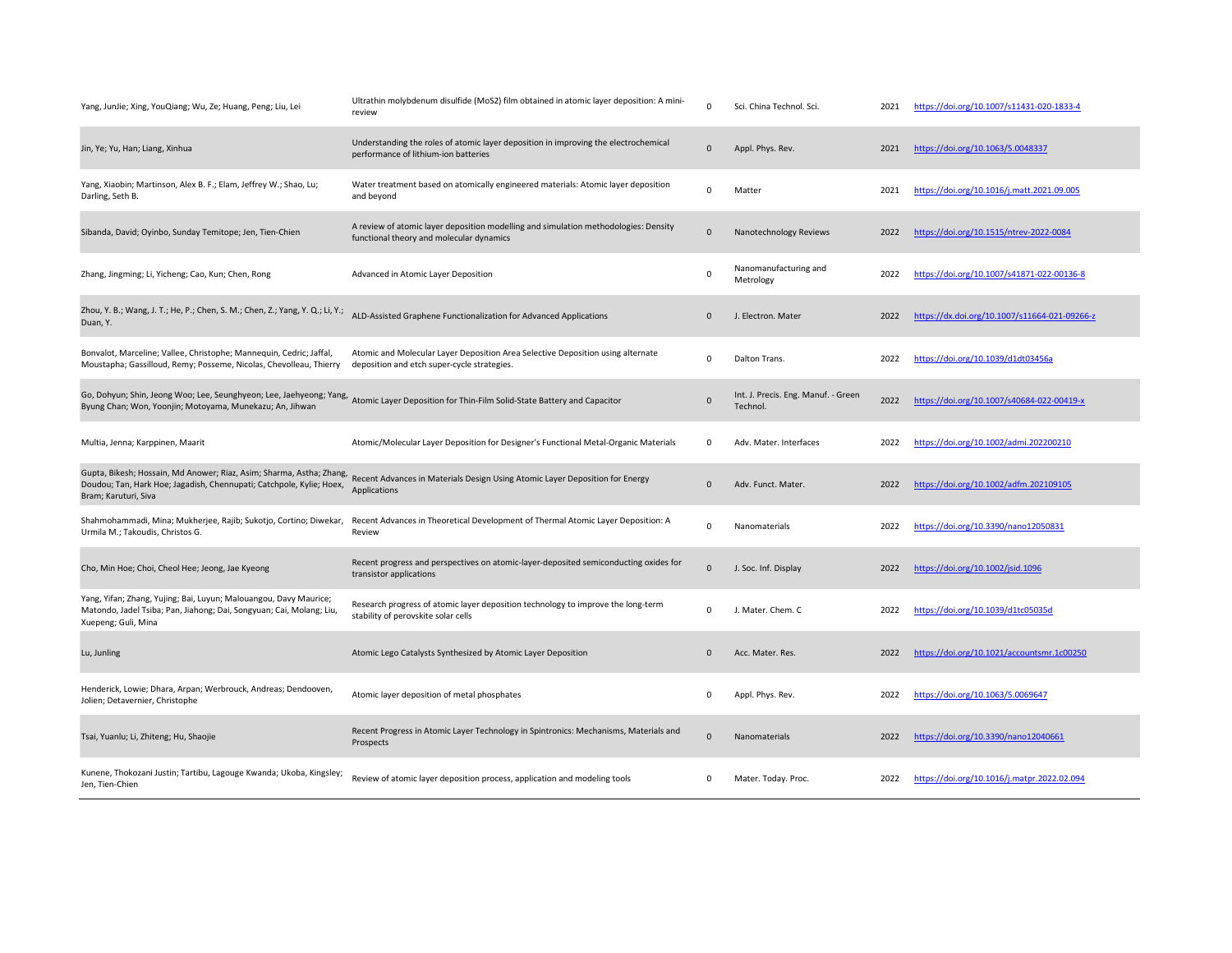| | | | | | |
|---|---|---|---|---|---|
| Yang, JunJie; Xing, YouQiang; Wu, Ze; Huang, Peng; Liu, Lei | Ultrathin molybdenum disulfide (MoS2) film obtained in atomic layer deposition: A mini-review | 0 | Sci. China Technol. Sci. | 2021 | https://doi.org/10.1007/s11431-020-1833-4 |
| Jin, Ye; Yu, Han; Liang, Xinhua | Understanding the roles of atomic layer deposition in improving the electrochemical performance of lithium-ion batteries | 0 | Appl. Phys. Rev. | 2021 | https://doi.org/10.1063/5.0048337 |
| Yang, Xiaobin; Martinson, Alex B. F.; Elam, Jeffrey W.; Shao, Lu; Darling, Seth B. | Water treatment based on atomically engineered materials: Atomic layer deposition and beyond | 0 | Matter | 2021 | https://doi.org/10.1016/j.matt.2021.09.005 |
| Sibanda, David; Oyinbo, Sunday Temitope; Jen, Tien-Chien | A review of atomic layer deposition modelling and simulation methodologies: Density functional theory and molecular dynamics | 0 | Nanotechnology Reviews | 2022 | https://doi.org/10.1515/ntrev-2022-0084 |
| Zhang, Jingming; Li, Yicheng; Cao, Kun; Chen, Rong | Advanced in Atomic Layer Deposition | 0 | Nanomanufacturing and Metrology | 2022 | https://doi.org/10.1007/s41871-022-00136-8 |
| Zhou, Y. B.; Wang, J. T.; He, P.; Chen, S. M.; Chen, Z.; Yang, Y. Q.; Li, Y.; Duan, Y. | ALD-Assisted Graphene Functionalization for Advanced Applications | 0 | J. Electron. Mater | 2022 | https://dx.doi.org/10.1007/s11664-021-09266-z |
| Bonvalot, Marceline; Vallee, Christophe; Mannequin, Cedric; Jaffal, Moustapha; Gassilloud, Remy; Posseme, Nicolas, Chevolleau, Thierry | Atomic and Molecular Layer Deposition Area Selective Deposition using alternate deposition and etch super-cycle strategies. | 0 | Dalton Trans. | 2022 | https://doi.org/10.1039/d1dt03456a |
| Go, Dohyun; Shin, Jeong Woo; Lee, Seunghyeon; Lee, Jaehyeong; Yang, Byung Chan; Won, Yoonjin; Motoyama, Munekazu; An, Jihwan | Atomic Layer Deposition for Thin-Film Solid-State Battery and Capacitor | 0 | Int. J. Precis. Eng. Manuf. - Green Technol. | 2022 | https://doi.org/10.1007/s40684-022-00419-x |
| Multia, Jenna; Karppinen, Maarit | Atomic/Molecular Layer Deposition for Designer's Functional Metal-Organic Materials | 0 | Adv. Mater. Interfaces | 2022 | https://doi.org/10.1002/admi.202200210 |
| Gupta, Bikesh; Hossain, Md Anower; Riaz, Asim; Sharma, Astha; Zhang, Doudou; Tan, Hark Hoe; Jagadish, Chennupati; Catchpole, Kylie; Hoex, Bram; Karuturi, Siva | Recent Advances in Materials Design Using Atomic Layer Deposition for Energy Applications | 0 | Adv. Funct. Mater. | 2022 | https://doi.org/10.1002/adfm.202109105 |
| Shahmohammadi, Mina; Mukherjee, Rajib; Sukotjo, Cortino; Diwekar, Urmila M.; Takoudis, Christos G. | Recent Advances in Theoretical Development of Thermal Atomic Layer Deposition: A Review | 0 | Nanomaterials | 2022 | https://doi.org/10.3390/nano12050831 |
| Cho, Min Hoe; Choi, Cheol Hee; Jeong, Jae Kyeong | Recent progress and perspectives on atomic-layer-deposited semiconducting oxides for transistor applications | 0 | J. Soc. Inf. Display | 2022 | https://doi.org/10.1002/jsid.1096 |
| Yang, Yifan; Zhang, Yujing; Bai, Luyun; Malouangou, Davy Maurice; Matondo, Jadel Tsiba; Pan, Jiahong; Dai, Songyuan; Cai, Molang; Liu, Xuepeng; Guli, Mina | Research progress of atomic layer deposition technology to improve the long-term stability of perovskite solar cells | 0 | J. Mater. Chem. C | 2022 | https://doi.org/10.1039/d1tc05035d |
| Lu, Junling | Atomic Lego Catalysts Synthesized by Atomic Layer Deposition | 0 | Acc. Mater. Res. | 2022 | https://doi.org/10.1021/accountsmr.1c00250 |
| Henderick, Lowie; Dhara, Arpan; Werbrouck, Andreas; Dendooven, Jolien; Detavernier, Christophe | Atomic layer deposition of metal phosphates | 0 | Appl. Phys. Rev. | 2022 | https://doi.org/10.1063/5.0069647 |
| Tsai, Yuanlu; Li, Ziteng; Hu, Shaojie | Recent Progress in Atomic Layer Technology in Spintronics: Mechanisms, Materials and Prospects | 0 | Nanomaterials | 2022 | https://doi.org/10.3390/nano12040661 |
| Kunene, Thokozani Justin; Tartibu, Lagouge Kwanda; Ukoba, Kingsley; Jen, Tien-Chien | Review of atomic layer deposition process, application and modeling tools | 0 | Mater. Today. Proc. | 2022 | https://doi.org/10.1016/j.matpr.2022.02.094 |